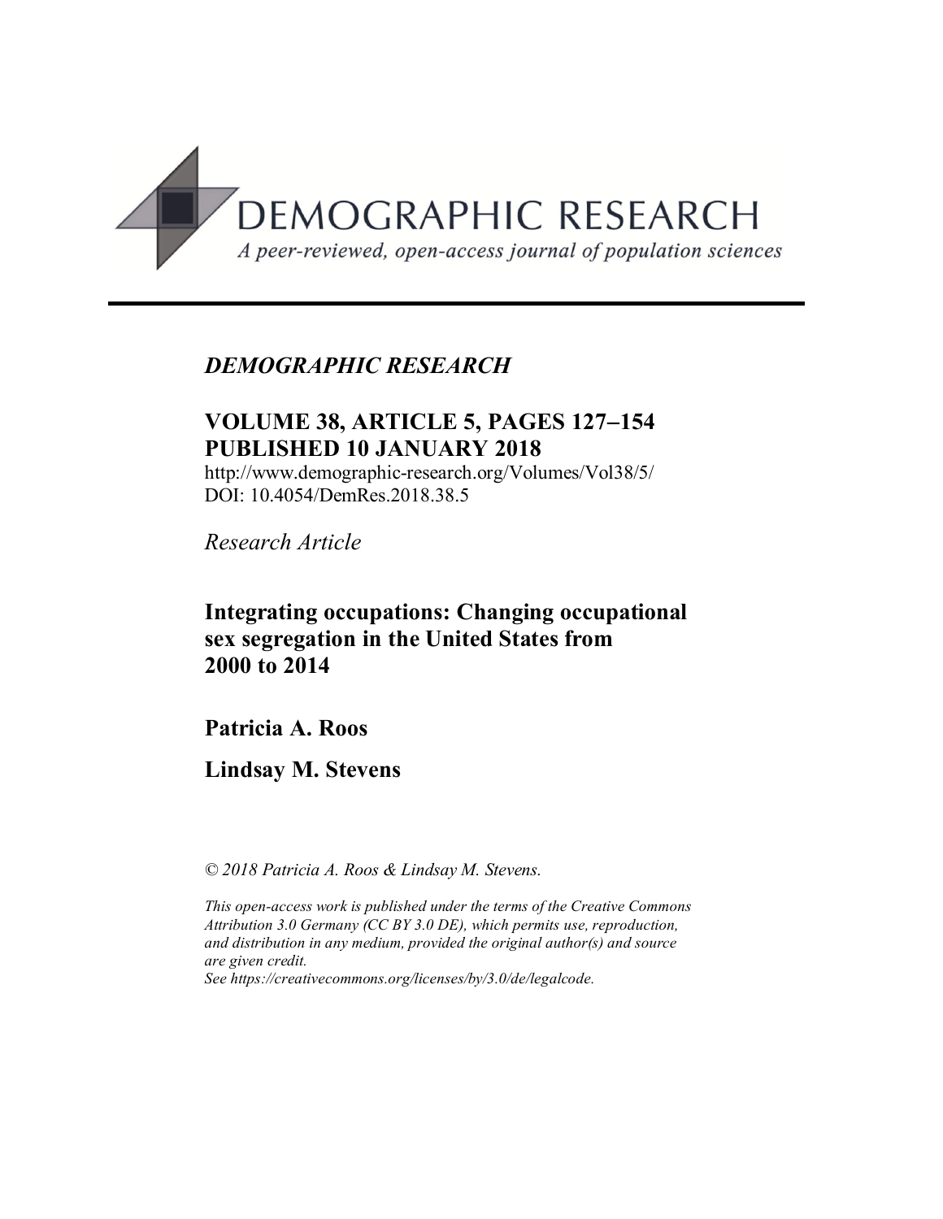DEMOGRAPHIC RESEARCH

*A peer-reviewed, open-access journal of population sciences*

*DEMOGRAPHIC RESEARCH*

**VOLUME 38, ARTICLE 5, PAGES 127–154**
**PUBLISHED 10 JANUARY 2018**

http://www.demographic-research.org/Volumes/Vol38/5/
DOI: 10.4054/DemRes.2018.38.5

*Research Article*

# Integrating occupations: Changing occupational sex segregation in the United States from 2000 to 2014

**Patricia A. Roos**

**Lindsay M. Stevens**

*© 2018 Patricia A. Roos & Lindsay M. Stevens.*

*This open-access work is published under the terms of the Creative Commons Attribution 3.0 Germany (CC BY 3.0 DE), which permits use, reproduction, and distribution in any medium, provided the original author(s) and source are given credit.*
*See https://creativecommons.org/licenses/by/3.0/de/legalcode.*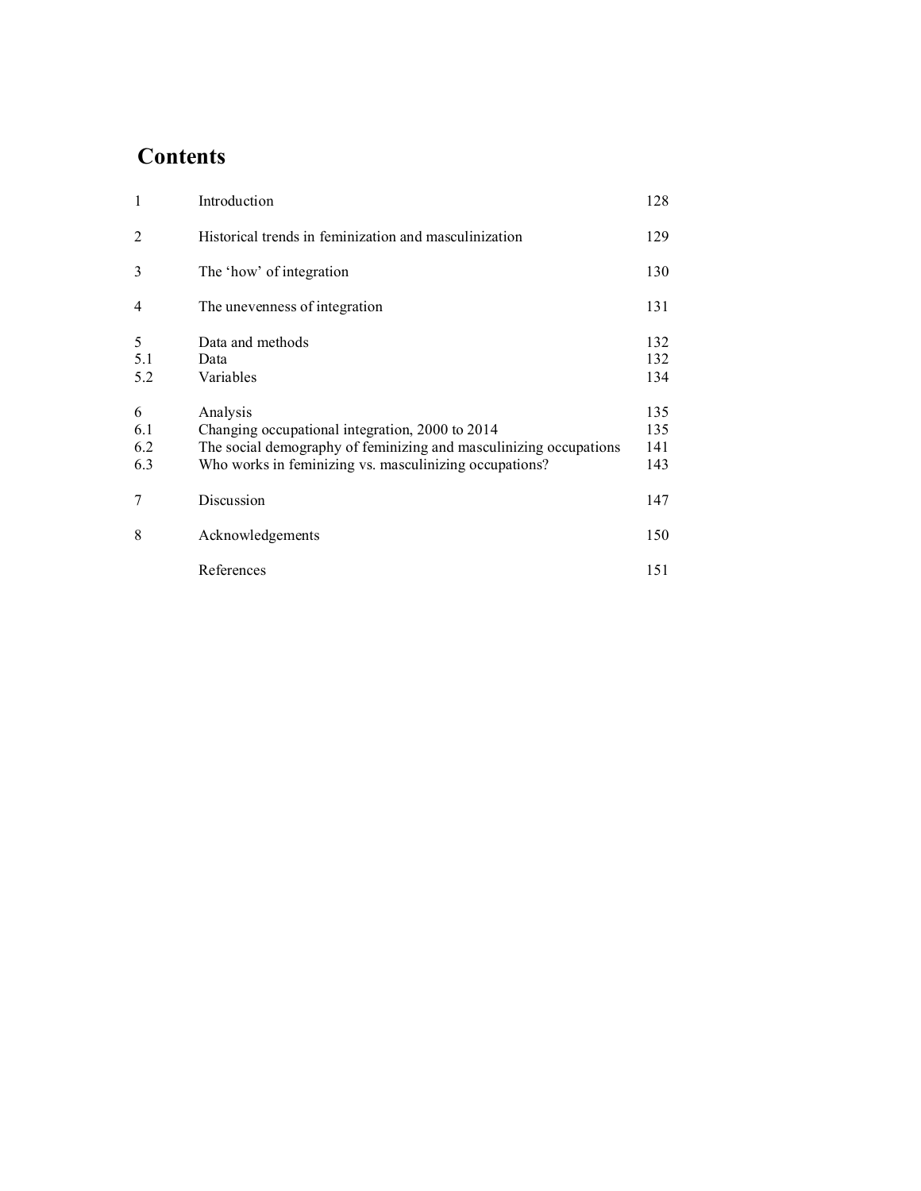# Contents

| | | |
|---|---|---|
| 1 | Introduction | 128 |
| 2 | Historical trends in feminization and masculinization | 129 |
| 3 | The 'how' of integration | 130 |
| 4 | The unevenness of integration | 131 |
| 5 | Data and methods | 132 |
| 5.1 | Data | 132 |
| 5.2 | Variables | 134 |
| 6 | Analysis | 135 |
| 6.1 | Changing occupational integration, 2000 to 2014 | 135 |
| 6.2 | The social demography of feminizing and masculinizing occupations | 141 |
| 6.3 | Who works in feminizing vs. masculinizing occupations? | 143 |
| 7 | Discussion | 147 |
| 8 | Acknowledgements | 150 |
| | References | 151 |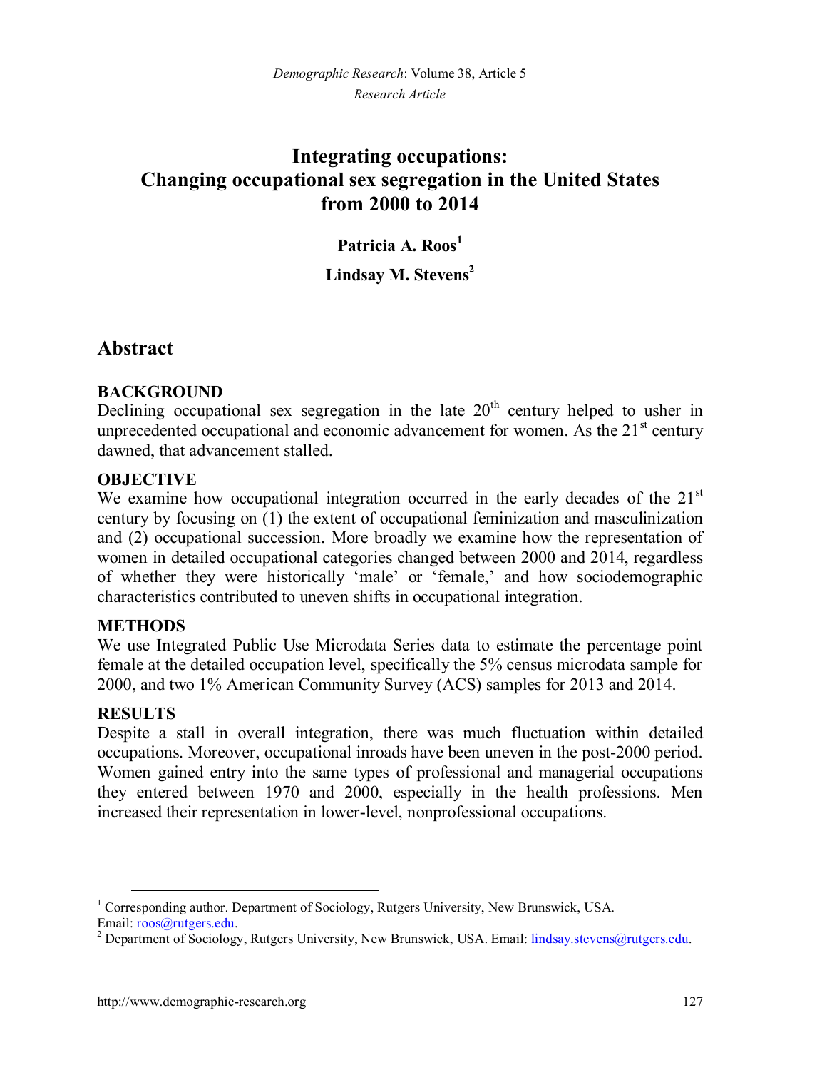*Demographic Research*: Volume 38, Article 5
*Research Article*

# Integrating occupations: Changing occupational sex segregation in the United States from 2000 to 2014

**Patricia A. Roos**[1]

**Lindsay M. Stevens**[2]

## Abstract

### BACKGROUND

Declining occupational sex segregation in the late 20th century helped to usher in unprecedented occupational and economic advancement for women. As the 21st century dawned, that advancement stalled.

### OBJECTIVE

We examine how occupational integration occurred in the early decades of the 21st century by focusing on (1) the extent of occupational feminization and masculinization and (2) occupational succession. More broadly we examine how the representation of women in detailed occupational categories changed between 2000 and 2014, regardless of whether they were historically 'male' or 'female,' and how sociodemographic characteristics contributed to uneven shifts in occupational integration.

### METHODS

We use Integrated Public Use Microdata Series data to estimate the percentage point female at the detailed occupation level, specifically the 5% census microdata sample for 2000, and two 1% American Community Survey (ACS) samples for 2013 and 2014.

### RESULTS

Despite a stall in overall integration, there was much fluctuation within detailed occupations. Moreover, occupational inroads have been uneven in the post-2000 period. Women gained entry into the same types of professional and managerial occupations they entered between 1970 and 2000, especially in the health professions. Men increased their representation in lower-level, nonprofessional occupations.

---

[1] Corresponding author. Department of Sociology, Rutgers University, New Brunswick, USA. Email: roos@rutgers.edu.

[2] Department of Sociology, Rutgers University, New Brunswick, USA. Email: lindsay.stevens@rutgers.edu.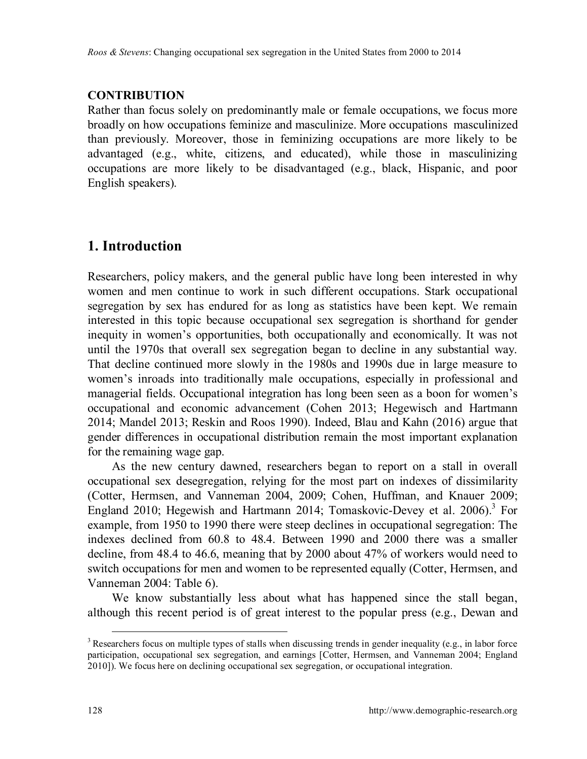**CONTRIBUTION**

Rather than focus solely on predominantly male or female occupations, we focus more broadly on how occupations feminize and masculinize. More occupations masculinized than previously. Moreover, those in feminizing occupations are more likely to be advantaged (e.g., white, citizens, and educated), while those in masculinizing occupations are more likely to be disadvantaged (e.g., black, Hispanic, and poor English speakers).

# 1. Introduction

Researchers, policy makers, and the general public have long been interested in why women and men continue to work in such different occupations. Stark occupational segregation by sex has endured for as long as statistics have been kept. We remain interested in this topic because occupational sex segregation is shorthand for gender inequity in women's opportunities, both occupationally and economically. It was not until the 1970s that overall sex segregation began to decline in any substantial way. That decline continued more slowly in the 1980s and 1990s due in large measure to women's inroads into traditionally male occupations, especially in professional and managerial fields. Occupational integration has long been seen as a boon for women's occupational and economic advancement (Cohen 2013; Hegewisch and Hartmann 2014; Mandel 2013; Reskin and Roos 1990). Indeed, Blau and Kahn (2016) argue that gender differences in occupational distribution remain the most important explanation for the remaining wage gap.

As the new century dawned, researchers began to report on a stall in overall occupational sex desegregation, relying for the most part on indexes of dissimilarity (Cotter, Hermsen, and Vanneman 2004, 2009; Cohen, Huffman, and Knauer 2009; England 2010; Hegewish and Hartmann 2014; Tomaskovic-Devey et al. 2006).[3] For example, from 1950 to 1990 there were steep declines in occupational segregation: The indexes declined from 60.8 to 48.4. Between 1990 and 2000 there was a smaller decline, from 48.4 to 46.6, meaning that by 2000 about 47% of workers would need to switch occupations for men and women to be represented equally (Cotter, Hermsen, and Vanneman 2004: Table 6).

We know substantially less about what has happened since the stall began, although this recent period is of great interest to the popular press (e.g., Dewan and

[3] Researchers focus on multiple types of stalls when discussing trends in gender inequality (e.g., in labor force participation, occupational sex segregation, and earnings [Cotter, Hermsen, and Vanneman 2004; England 2010]). We focus here on declining occupational sex segregation, or occupational integration.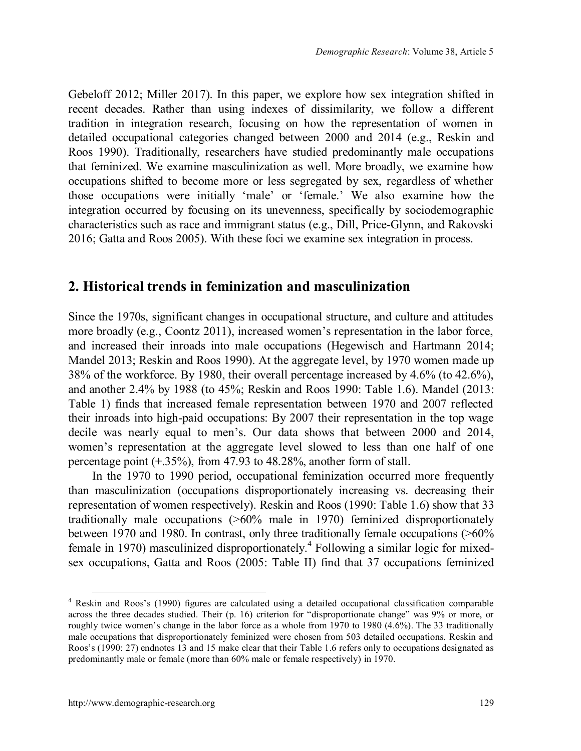Gebeloff 2012; Miller 2017). In this paper, we explore how sex integration shifted in recent decades. Rather than using indexes of dissimilarity, we follow a different tradition in integration research, focusing on how the representation of women in detailed occupational categories changed between 2000 and 2014 (e.g., Reskin and Roos 1990). Traditionally, researchers have studied predominantly male occupations that feminized. We examine masculinization as well. More broadly, we examine how occupations shifted to become more or less segregated by sex, regardless of whether those occupations were initially 'male' or 'female.' We also examine how the integration occurred by focusing on its unevenness, specifically by sociodemographic characteristics such as race and immigrant status (e.g., Dill, Price-Glynn, and Rakovski 2016; Gatta and Roos 2005). With these foci we examine sex integration in process.

## 2. Historical trends in feminization and masculinization

Since the 1970s, significant changes in occupational structure, and culture and attitudes more broadly (e.g., Coontz 2011), increased women's representation in the labor force, and increased their inroads into male occupations (Hegewisch and Hartmann 2014; Mandel 2013; Reskin and Roos 1990). At the aggregate level, by 1970 women made up 38% of the workforce. By 1980, their overall percentage increased by 4.6% (to 42.6%), and another 2.4% by 1988 (to 45%; Reskin and Roos 1990: Table 1.6). Mandel (2013: Table 1) finds that increased female representation between 1970 and 2007 reflected their inroads into high-paid occupations: By 2007 their representation in the top wage decile was nearly equal to men's. Our data shows that between 2000 and 2014, women's representation at the aggregate level slowed to less than one half of one percentage point (+.35%), from 47.93 to 48.28%, another form of stall.

In the 1970 to 1990 period, occupational feminization occurred more frequently than masculinization (occupations disproportionately increasing vs. decreasing their representation of women respectively). Reskin and Roos (1990: Table 1.6) show that 33 traditionally male occupations (>60% male in 1970) feminized disproportionately between 1970 and 1980. In contrast, only three traditionally female occupations (>60% female in 1970) masculinized disproportionately.[4] Following a similar logic for mixed-sex occupations, Gatta and Roos (2005: Table II) find that 37 occupations feminized

[4] Reskin and Roos's (1990) figures are calculated using a detailed occupational classification comparable across the three decades studied. Their (p. 16) criterion for "disproportionate change" was 9% or more, or roughly twice women's change in the labor force as a whole from 1970 to 1980 (4.6%). The 33 traditionally male occupations that disproportionately feminized were chosen from 503 detailed occupations. Reskin and Roos's (1990: 27) endnotes 13 and 15 make clear that their Table 1.6 refers only to occupations designated as predominantly male or female (more than 60% male or female respectively) in 1970.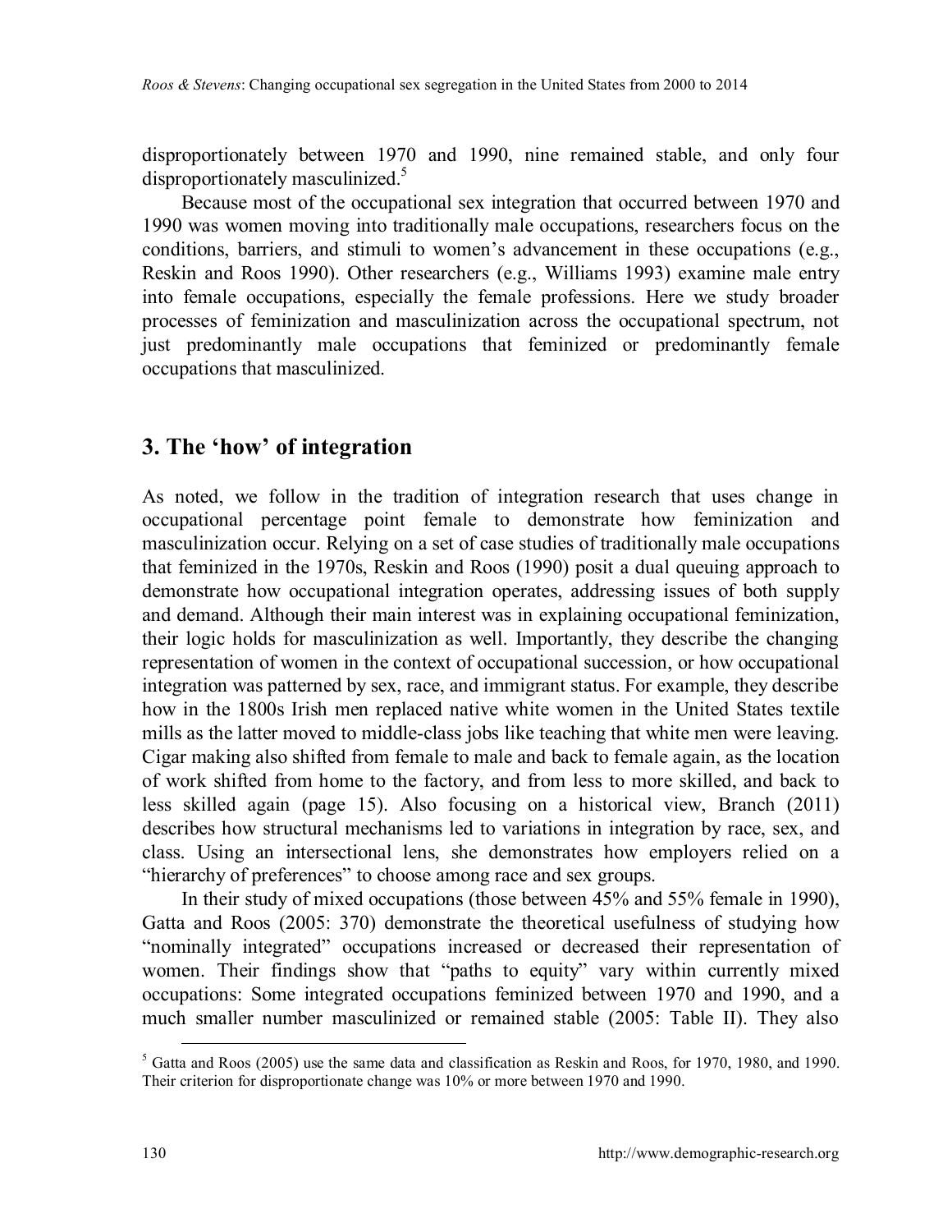disproportionately between 1970 and 1990, nine remained stable, and only four disproportionately masculinized.[5]

Because most of the occupational sex integration that occurred between 1970 and 1990 was women moving into traditionally male occupations, researchers focus on the conditions, barriers, and stimuli to women's advancement in these occupations (e.g., Reskin and Roos 1990). Other researchers (e.g., Williams 1993) examine male entry into female occupations, especially the female professions. Here we study broader processes of feminization and masculinization across the occupational spectrum, not just predominantly male occupations that feminized or predominantly female occupations that masculinized.

## 3. The 'how' of integration

As noted, we follow in the tradition of integration research that uses change in occupational percentage point female to demonstrate how feminization and masculinization occur. Relying on a set of case studies of traditionally male occupations that feminized in the 1970s, Reskin and Roos (1990) posit a dual queuing approach to demonstrate how occupational integration operates, addressing issues of both supply and demand. Although their main interest was in explaining occupational feminization, their logic holds for masculinization as well. Importantly, they describe the changing representation of women in the context of occupational succession, or how occupational integration was patterned by sex, race, and immigrant status. For example, they describe how in the 1800s Irish men replaced native white women in the United States textile mills as the latter moved to middle-class jobs like teaching that white men were leaving. Cigar making also shifted from female to male and back to female again, as the location of work shifted from home to the factory, and from less to more skilled, and back to less skilled again (page 15). Also focusing on a historical view, Branch (2011) describes how structural mechanisms led to variations in integration by race, sex, and class. Using an intersectional lens, she demonstrates how employers relied on a "hierarchy of preferences" to choose among race and sex groups.

In their study of mixed occupations (those between 45% and 55% female in 1990), Gatta and Roos (2005: 370) demonstrate the theoretical usefulness of studying how "nominally integrated" occupations increased or decreased their representation of women. Their findings show that "paths to equity" vary within currently mixed occupations: Some integrated occupations feminized between 1970 and 1990, and a much smaller number masculinized or remained stable (2005: Table II). They also

[5] Gatta and Roos (2005) use the same data and classification as Reskin and Roos, for 1970, 1980, and 1990. Their criterion for disproportionate change was 10% or more between 1970 and 1990.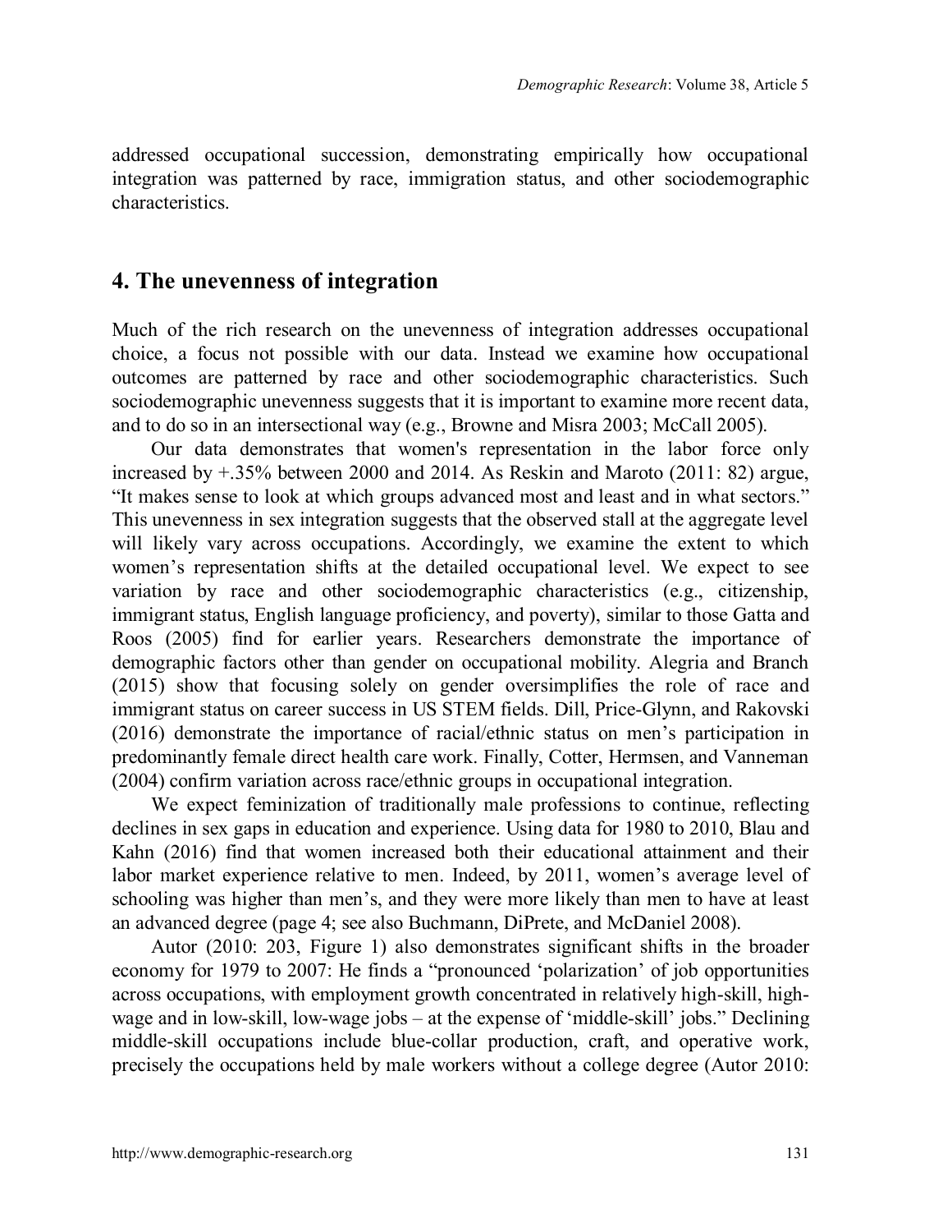addressed occupational succession, demonstrating empirically how occupational integration was patterned by race, immigration status, and other sociodemographic characteristics.

## 4. The unevenness of integration

Much of the rich research on the unevenness of integration addresses occupational choice, a focus not possible with our data. Instead we examine how occupational outcomes are patterned by race and other sociodemographic characteristics. Such sociodemographic unevenness suggests that it is important to examine more recent data, and to do so in an intersectional way (e.g., Browne and Misra 2003; McCall 2005).

Our data demonstrates that women's representation in the labor force only increased by +.35% between 2000 and 2014. As Reskin and Maroto (2011: 82) argue, "It makes sense to look at which groups advanced most and least and in what sectors." This unevenness in sex integration suggests that the observed stall at the aggregate level will likely vary across occupations. Accordingly, we examine the extent to which women's representation shifts at the detailed occupational level. We expect to see variation by race and other sociodemographic characteristics (e.g., citizenship, immigrant status, English language proficiency, and poverty), similar to those Gatta and Roos (2005) find for earlier years. Researchers demonstrate the importance of demographic factors other than gender on occupational mobility. Alegria and Branch (2015) show that focusing solely on gender oversimplifies the role of race and immigrant status on career success in US STEM fields. Dill, Price-Glynn, and Rakovski (2016) demonstrate the importance of racial/ethnic status on men's participation in predominantly female direct health care work. Finally, Cotter, Hermsen, and Vanneman (2004) confirm variation across race/ethnic groups in occupational integration.

We expect feminization of traditionally male professions to continue, reflecting declines in sex gaps in education and experience. Using data for 1980 to 2010, Blau and Kahn (2016) find that women increased both their educational attainment and their labor market experience relative to men. Indeed, by 2011, women's average level of schooling was higher than men's, and they were more likely than men to have at least an advanced degree (page 4; see also Buchmann, DiPrete, and McDaniel 2008).

Autor (2010: 203, Figure 1) also demonstrates significant shifts in the broader economy for 1979 to 2007: He finds a "pronounced 'polarization' of job opportunities across occupations, with employment growth concentrated in relatively high-skill, high-wage and in low-skill, low-wage jobs – at the expense of 'middle-skill' jobs." Declining middle-skill occupations include blue-collar production, craft, and operative work, precisely the occupations held by male workers without a college degree (Autor 2010: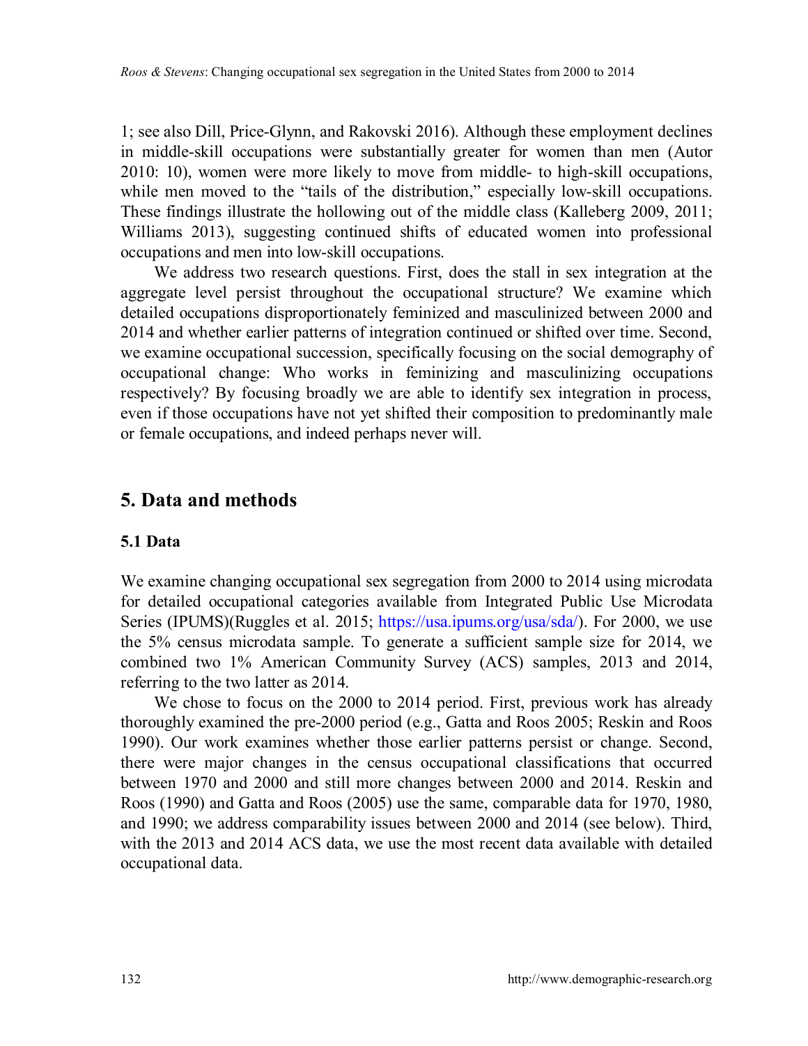1; see also Dill, Price-Glynn, and Rakovski 2016). Although these employment declines in middle-skill occupations were substantially greater for women than men (Autor 2010: 10), women were more likely to move from middle- to high-skill occupations, while men moved to the "tails of the distribution," especially low-skill occupations. These findings illustrate the hollowing out of the middle class (Kalleberg 2009, 2011; Williams 2013), suggesting continued shifts of educated women into professional occupations and men into low-skill occupations.

We address two research questions. First, does the stall in sex integration at the aggregate level persist throughout the occupational structure? We examine which detailed occupations disproportionately feminized and masculinized between 2000 and 2014 and whether earlier patterns of integration continued or shifted over time. Second, we examine occupational succession, specifically focusing on the social demography of occupational change: Who works in feminizing and masculinizing occupations respectively? By focusing broadly we are able to identify sex integration in process, even if those occupations have not yet shifted their composition to predominantly male or female occupations, and indeed perhaps never will.

## 5. Data and methods

### 5.1 Data

We examine changing occupational sex segregation from 2000 to 2014 using microdata for detailed occupational categories available from Integrated Public Use Microdata Series (IPUMS)(Ruggles et al. 2015; https://usa.ipums.org/usa/sda/). For 2000, we use the 5% census microdata sample. To generate a sufficient sample size for 2014, we combined two 1% American Community Survey (ACS) samples, 2013 and 2014, referring to the two latter as 2014.

We chose to focus on the 2000 to 2014 period. First, previous work has already thoroughly examined the pre-2000 period (e.g., Gatta and Roos 2005; Reskin and Roos 1990). Our work examines whether those earlier patterns persist or change. Second, there were major changes in the census occupational classifications that occurred between 1970 and 2000 and still more changes between 2000 and 2014. Reskin and Roos (1990) and Gatta and Roos (2005) use the same, comparable data for 1970, 1980, and 1990; we address comparability issues between 2000 and 2014 (see below). Third, with the 2013 and 2014 ACS data, we use the most recent data available with detailed occupational data.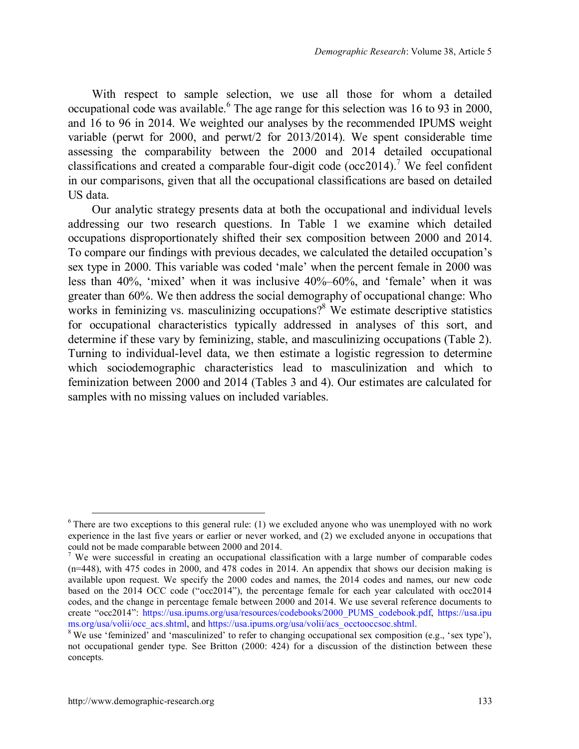With respect to sample selection, we use all those for whom a detailed occupational code was available.[6] The age range for this selection was 16 to 93 in 2000, and 16 to 96 in 2014. We weighted our analyses by the recommended IPUMS weight variable (perwt for 2000, and perwt/2 for 2013/2014). We spent considerable time assessing the comparability between the 2000 and 2014 detailed occupational classifications and created a comparable four-digit code (occ2014).[7] We feel confident in our comparisons, given that all the occupational classifications are based on detailed US data.

Our analytic strategy presents data at both the occupational and individual levels addressing our two research questions. In Table 1 we examine which detailed occupations disproportionately shifted their sex composition between 2000 and 2014. To compare our findings with previous decades, we calculated the detailed occupation's sex type in 2000. This variable was coded 'male' when the percent female in 2000 was less than 40%, 'mixed' when it was inclusive 40%–60%, and 'female' when it was greater than 60%. We then address the social demography of occupational change: Who works in feminizing vs. masculinizing occupations?[8] We estimate descriptive statistics for occupational characteristics typically addressed in analyses of this sort, and determine if these vary by feminizing, stable, and masculinizing occupations (Table 2). Turning to individual-level data, we then estimate a logistic regression to determine which sociodemographic characteristics lead to masculinization and which to feminization between 2000 and 2014 (Tables 3 and 4). Our estimates are calculated for samples with no missing values on included variables.

---

[6] There are two exceptions to this general rule: (1) we excluded anyone who was unemployed with no work experience in the last five years or earlier or never worked, and (2) we excluded anyone in occupations that could not be made comparable between 2000 and 2014.

[7] We were successful in creating an occupational classification with a large number of comparable codes (n=448), with 475 codes in 2000, and 478 codes in 2014. An appendix that shows our decision making is available upon request. We specify the 2000 codes and names, the 2014 codes and names, our new code based on the 2014 OCC code ("occ2014"), the percentage female for each year calculated with occ2014 codes, and the change in percentage female between 2000 and 2014. We use several reference documents to create "occ2014": https://usa.ipums.org/usa/resources/codebooks/2000_PUMS_codebook.pdf, https://usa.ipums.org/usa/volii/occ_acs.shtml, and https://usa.ipums.org/usa/volii/acs_occtooccsoc.shtml.

[8] We use 'feminized' and 'masculinized' to refer to changing occupational sex composition (e.g., 'sex type'), not occupational gender type. See Britton (2000: 424) for a discussion of the distinction between these concepts.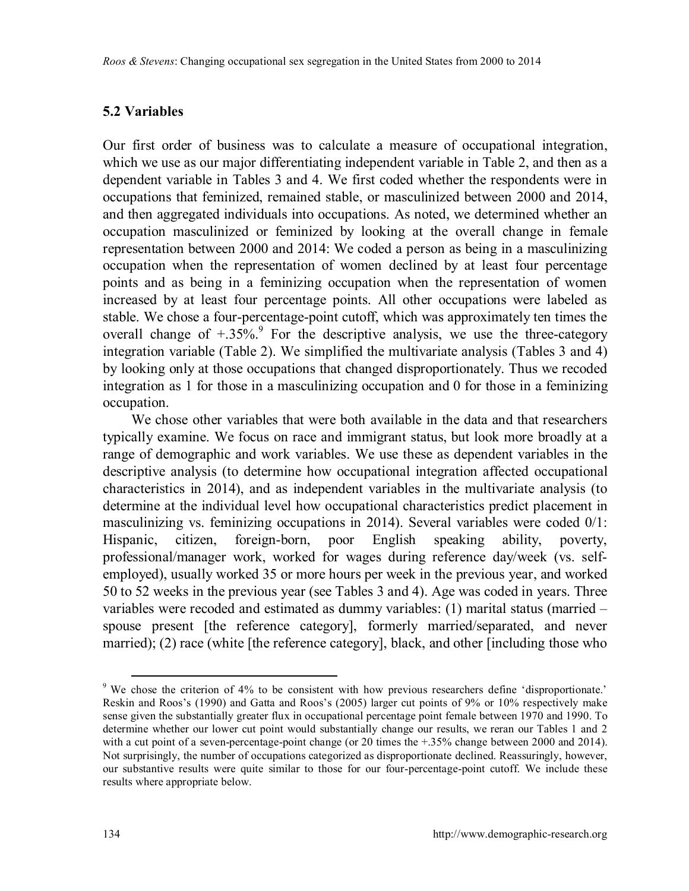## 5.2 Variables

Our first order of business was to calculate a measure of occupational integration, which we use as our major differentiating independent variable in Table 2, and then as a dependent variable in Tables 3 and 4. We first coded whether the respondents were in occupations that feminized, remained stable, or masculinized between 2000 and 2014, and then aggregated individuals into occupations. As noted, we determined whether an occupation masculinized or feminized by looking at the overall change in female representation between 2000 and 2014: We coded a person as being in a masculinizing occupation when the representation of women declined by at least four percentage points and as being in a feminizing occupation when the representation of women increased by at least four percentage points. All other occupations were labeled as stable. We chose a four-percentage-point cutoff, which was approximately ten times the overall change of +.35%.[9] For the descriptive analysis, we use the three-category integration variable (Table 2). We simplified the multivariate analysis (Tables 3 and 4) by looking only at those occupations that changed disproportionately. Thus we recoded integration as 1 for those in a masculinizing occupation and 0 for those in a feminizing occupation.

We chose other variables that were both available in the data and that researchers typically examine. We focus on race and immigrant status, but look more broadly at a range of demographic and work variables. We use these as dependent variables in the descriptive analysis (to determine how occupational integration affected occupational characteristics in 2014), and as independent variables in the multivariate analysis (to determine at the individual level how occupational characteristics predict placement in masculinizing vs. feminizing occupations in 2014). Several variables were coded 0/1: Hispanic, citizen, foreign-born, poor English speaking ability, poverty, professional/manager work, worked for wages during reference day/week (vs. self-employed), usually worked 35 or more hours per week in the previous year, and worked 50 to 52 weeks in the previous year (see Tables 3 and 4). Age was coded in years. Three variables were recoded and estimated as dummy variables: (1) marital status (married – spouse present [the reference category], formerly married/separated, and never married); (2) race (white [the reference category], black, and other [including those who

[9] We chose the criterion of 4% to be consistent with how previous researchers define 'disproportionate.' Reskin and Roos's (1990) and Gatta and Roos's (2005) larger cut points of 9% or 10% respectively make sense given the substantially greater flux in occupational percentage point female between 1970 and 1990. To determine whether our lower cut point would substantially change our results, we reran our Tables 1 and 2 with a cut point of a seven-percentage-point change (or 20 times the +.35% change between 2000 and 2014). Not surprisingly, the number of occupations categorized as disproportionate declined. Reassuringly, however, our substantive results were quite similar to those for our four-percentage-point cutoff. We include these results where appropriate below.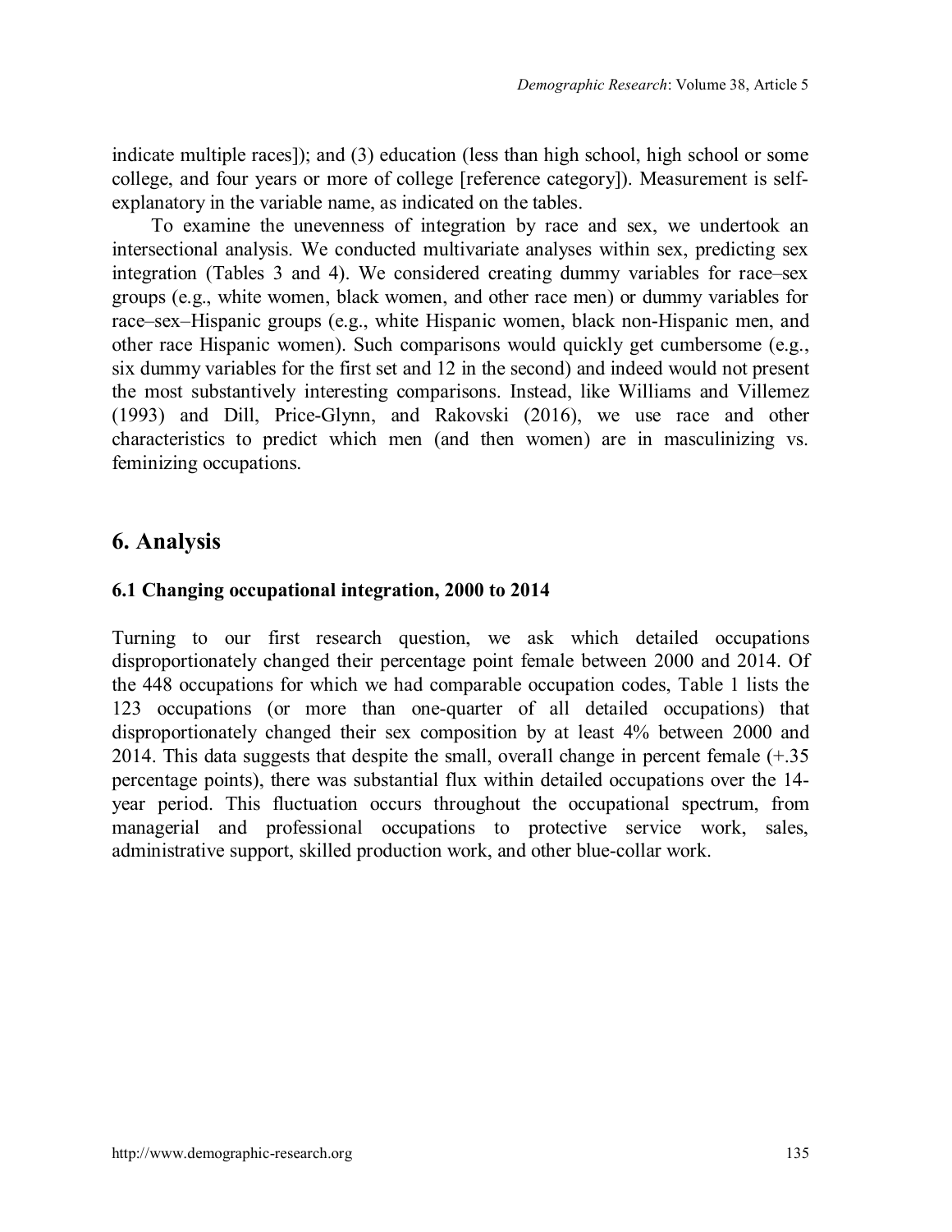indicate multiple races]); and (3) education (less than high school, high school or some college, and four years or more of college [reference category]). Measurement is self-explanatory in the variable name, as indicated on the tables.

To examine the unevenness of integration by race and sex, we undertook an intersectional analysis. We conducted multivariate analyses within sex, predicting sex integration (Tables 3 and 4). We considered creating dummy variables for race–sex groups (e.g., white women, black women, and other race men) or dummy variables for race–sex–Hispanic groups (e.g., white Hispanic women, black non-Hispanic men, and other race Hispanic women). Such comparisons would quickly get cumbersome (e.g., six dummy variables for the first set and 12 in the second) and indeed would not present the most substantively interesting comparisons. Instead, like Williams and Villemez (1993) and Dill, Price-Glynn, and Rakovski (2016), we use race and other characteristics to predict which men (and then women) are in masculinizing vs. feminizing occupations.

## 6. Analysis

### 6.1 Changing occupational integration, 2000 to 2014

Turning to our first research question, we ask which detailed occupations disproportionately changed their percentage point female between 2000 and 2014. Of the 448 occupations for which we had comparable occupation codes, Table 1 lists the 123 occupations (or more than one-quarter of all detailed occupations) that disproportionately changed their sex composition by at least 4% between 2000 and 2014. This data suggests that despite the small, overall change in percent female (+.35 percentage points), there was substantial flux within detailed occupations over the 14-year period. This fluctuation occurs throughout the occupational spectrum, from managerial and professional occupations to protective service work, sales, administrative support, skilled production work, and other blue-collar work.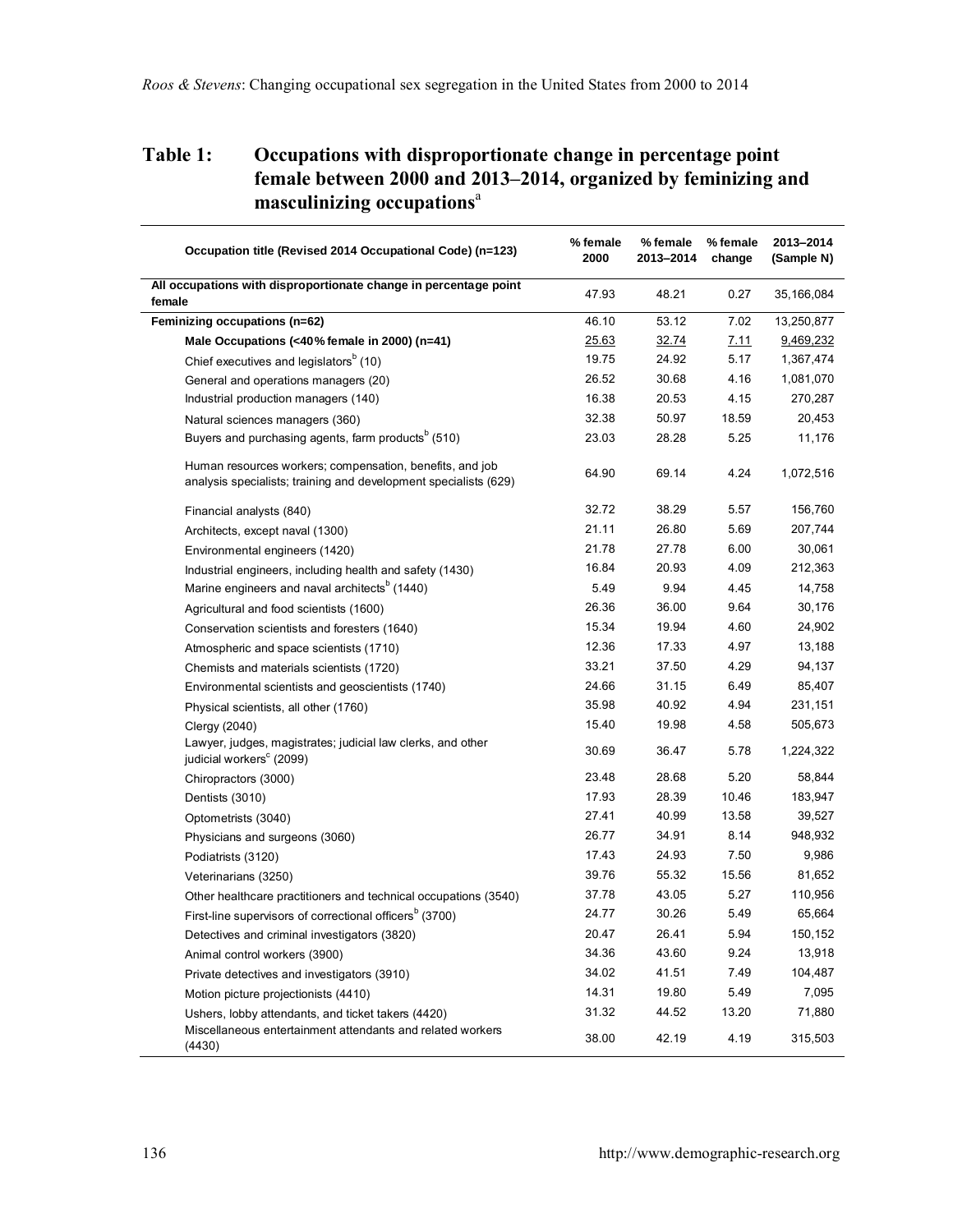## Table 1: Occupations with disproportionate change in percentage point female between 2000 and 2013–2014, organized by feminizing and masculinizing occupations[a]

| Occupation title (Revised 2014 Occupational Code) (n=123) | % female 2000 | % female 2013–2014 | % female change | 2013–2014 (Sample N) |
|---|---|---|---|---|
| **All occupations with disproportionate change in percentage point female** | 47.93 | 48.21 | 0.27 | 35,166,084 |
| **Feminizing occupations (n=62)** | 46.10 | 53.12 | 7.02 | 13,250,877 |
| **Male Occupations (<40% female in 2000) (n=41)** | 25.63 | 32.74 | 7.11 | 9,469,232 |
| Chief executives and legislators[b] (10) | 19.75 | 24.92 | 5.17 | 1,367,474 |
| General and operations managers (20) | 26.52 | 30.68 | 4.16 | 1,081,070 |
| Industrial production managers (140) | 16.38 | 20.53 | 4.15 | 270,287 |
| Natural sciences managers (360) | 32.38 | 50.97 | 18.59 | 20,453 |
| Buyers and purchasing agents, farm products[b] (510) | 23.03 | 28.28 | 5.25 | 11,176 |
| Human resources workers; compensation, benefits, and job analysis specialists; training and development specialists (629) | 64.90 | 69.14 | 4.24 | 1,072,516 |
| Financial analysts (840) | 32.72 | 38.29 | 5.57 | 156,760 |
| Architects, except naval (1300) | 21.11 | 26.80 | 5.69 | 207,744 |
| Environmental engineers (1420) | 21.78 | 27.78 | 6.00 | 30,061 |
| Industrial engineers, including health and safety (1430) | 16.84 | 20.93 | 4.09 | 212,363 |
| Marine engineers and naval architects[b] (1440) | 5.49 | 9.94 | 4.45 | 14,758 |
| Agricultural and food scientists (1600) | 26.36 | 36.00 | 9.64 | 30,176 |
| Conservation scientists and foresters (1640) | 15.34 | 19.94 | 4.60 | 24,902 |
| Atmospheric and space scientists (1710) | 12.36 | 17.33 | 4.97 | 13,188 |
| Chemists and materials scientists (1720) | 33.21 | 37.50 | 4.29 | 94,137 |
| Environmental scientists and geoscientists (1740) | 24.66 | 31.15 | 6.49 | 85,407 |
| Physical scientists, all other (1760) | 35.98 | 40.92 | 4.94 | 231,151 |
| Clergy (2040) | 15.40 | 19.98 | 4.58 | 505,673 |
| Lawyer, judges, magistrates; judicial law clerks, and other judicial workers[c] (2099) | 30.69 | 36.47 | 5.78 | 1,224,322 |
| Chiropractors (3000) | 23.48 | 28.68 | 5.20 | 58,844 |
| Dentists (3010) | 17.93 | 28.39 | 10.46 | 183,947 |
| Optometrists (3040) | 27.41 | 40.99 | 13.58 | 39,527 |
| Physicians and surgeons (3060) | 26.77 | 34.91 | 8.14 | 948,932 |
| Podiatrists (3120) | 17.43 | 24.93 | 7.50 | 9,986 |
| Veterinarians (3250) | 39.76 | 55.32 | 15.56 | 81,652 |
| Other healthcare practitioners and technical occupations (3540) | 37.78 | 43.05 | 5.27 | 110,956 |
| First-line supervisors of correctional officers[b] (3700) | 24.77 | 30.26 | 5.49 | 65,664 |
| Detectives and criminal investigators (3820) | 20.47 | 26.41 | 5.94 | 150,152 |
| Animal control workers (3900) | 34.36 | 43.60 | 9.24 | 13,918 |
| Private detectives and investigators (3910) | 34.02 | 41.51 | 7.49 | 104,487 |
| Motion picture projectionists (4410) | 14.31 | 19.80 | 5.49 | 7,095 |
| Ushers, lobby attendants, and ticket takers (4420) | 31.32 | 44.52 | 13.20 | 71,880 |
| Miscellaneous entertainment attendants and related workers (4430) | 38.00 | 42.19 | 4.19 | 315,503 |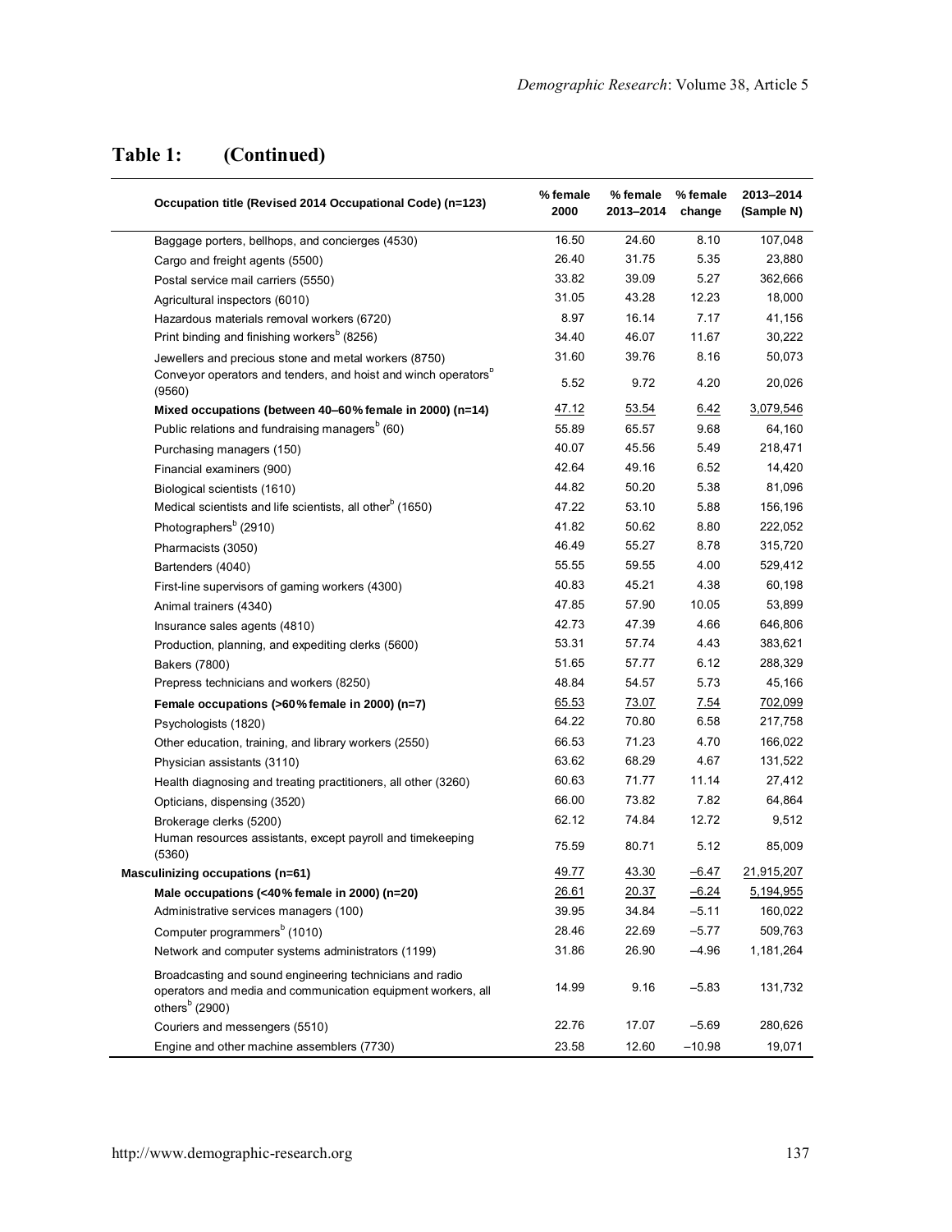## Table 1: (Continued)

| Occupation title (Revised 2014 Occupational Code) (n=123) | % female 2000 | % female 2013–2014 | % female change | 2013–2014 (Sample N) |
|---|---|---|---|---|
| Baggage porters, bellhops, and concierges (4530) | 16.50 | 24.60 | 8.10 | 107,048 |
| Cargo and freight agents (5500) | 26.40 | 31.75 | 5.35 | 23,880 |
| Postal service mail carriers (5550) | 33.82 | 39.09 | 5.27 | 362,666 |
| Agricultural inspectors (6010) | 31.05 | 43.28 | 12.23 | 18,000 |
| Hazardous materials removal workers (6720) | 8.97 | 16.14 | 7.17 | 41,156 |
| Print binding and finishing workers[b] (8256) | 34.40 | 46.07 | 11.67 | 30,222 |
| Jewellers and precious stone and metal workers (8750) | 31.60 | 39.76 | 8.16 | 50,073 |
| Conveyor operators and tenders, and hoist and winch operators[b] (9560) | 5.52 | 9.72 | 4.20 | 20,026 |
| **Mixed occupations (between 40–60% female in 2000) (n=14)** | 47.12 | 53.54 | 6.42 | 3,079,546 |
| Public relations and fundraising managers[b] (60) | 55.89 | 65.57 | 9.68 | 64,160 |
| Purchasing managers (150) | 40.07 | 45.56 | 5.49 | 218,471 |
| Financial examiners (900) | 42.64 | 49.16 | 6.52 | 14,420 |
| Biological scientists (1610) | 44.82 | 50.20 | 5.38 | 81,096 |
| Medical scientists and life scientists, all other[b] (1650) | 47.22 | 53.10 | 5.88 | 156,196 |
| Photographers[b] (2910) | 41.82 | 50.62 | 8.80 | 222,052 |
| Pharmacists (3050) | 46.49 | 55.27 | 8.78 | 315,720 |
| Bartenders (4040) | 55.55 | 59.55 | 4.00 | 529,412 |
| First-line supervisors of gaming workers (4300) | 40.83 | 45.21 | 4.38 | 60,198 |
| Animal trainers (4340) | 47.85 | 57.90 | 10.05 | 53,899 |
| Insurance sales agents (4810) | 42.73 | 47.39 | 4.66 | 646,806 |
| Production, planning, and expediting clerks (5600) | 53.31 | 57.74 | 4.43 | 383,621 |
| Bakers (7800) | 51.65 | 57.77 | 6.12 | 288,329 |
| Prepress technicians and workers (8250) | 48.84 | 54.57 | 5.73 | 45,166 |
| **Female occupations (>60% female in 2000) (n=7)** | 65.53 | 73.07 | 7.54 | 702,099 |
| Psychologists (1820) | 64.22 | 70.80 | 6.58 | 217,758 |
| Other education, training, and library workers (2550) | 66.53 | 71.23 | 4.70 | 166,022 |
| Physician assistants (3110) | 63.62 | 68.29 | 4.67 | 131,522 |
| Health diagnosing and treating practitioners, all other (3260) | 60.63 | 71.77 | 11.14 | 27,412 |
| Opticians, dispensing (3520) | 66.00 | 73.82 | 7.82 | 64,864 |
| Brokerage clerks (5200) | 62.12 | 74.84 | 12.72 | 9,512 |
| Human resources assistants, except payroll and timekeeping (5360) | 75.59 | 80.71 | 5.12 | 85,009 |
| **Masculinizing occupations (n=61)** | 49.77 | 43.30 | –6.47 | 21,915,207 |
| **Male occupations (<40% female in 2000) (n=20)** | 26.61 | 20.37 | –6.24 | 5,194,955 |
| Administrative services managers (100) | 39.95 | 34.84 | –5.11 | 160,022 |
| Computer programmers[b] (1010) | 28.46 | 22.69 | –5.77 | 509,763 |
| Network and computer systems administrators (1199) | 31.86 | 26.90 | –4.96 | 1,181,264 |
| Broadcasting and sound engineering technicians and radio operators and media and communication equipment workers, all others[b] (2900) | 14.99 | 9.16 | –5.83 | 131,732 |
| Couriers and messengers (5510) | 22.76 | 17.07 | –5.69 | 280,626 |
| Engine and other machine assemblers (7730) | 23.58 | 12.60 | –10.98 | 19,071 |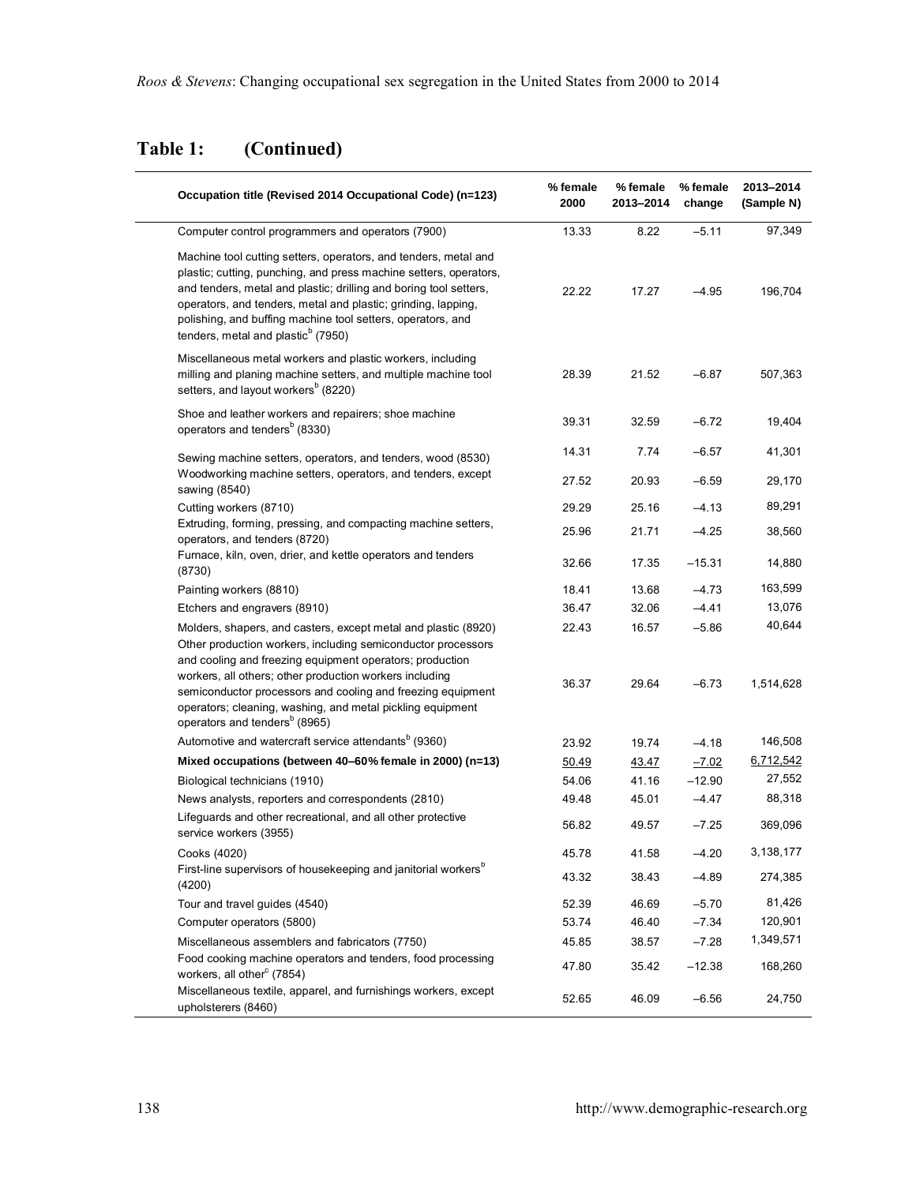## Table 1: (Continued)

| Occupation title (Revised 2014 Occupational Code) (n=123) | % female 2000 | % female 2013–2014 | % female change | 2013–2014 (Sample N) |
|---|---|---|---|---|
| Computer control programmers and operators (7900) | 13.33 | 8.22 | –5.11 | 97,349 |
| Machine tool cutting setters, operators, and tenders, metal and plastic; cutting, punching, and press machine setters, operators, and tenders, metal and plastic; drilling and boring tool setters, operators, and tenders, metal and plastic; grinding, lapping, polishing, and buffing machine tool setters, operators, and tenders, metal and plastic[b] (7950) | 22.22 | 17.27 | –4.95 | 196,704 |
| Miscellaneous metal workers and plastic workers, including milling and planing machine setters, and multiple machine tool setters, and layout workers[b] (8220) | 28.39 | 21.52 | –6.87 | 507,363 |
| Shoe and leather workers and repairers; shoe machine operators and tenders[b] (8330) | 39.31 | 32.59 | –6.72 | 19,404 |
| Sewing machine setters, operators, and tenders, wood (8530) | 14.31 | 7.74 | –6.57 | 41,301 |
| Woodworking machine setters, operators, and tenders, except sawing (8540) | 27.52 | 20.93 | –6.59 | 29,170 |
| Cutting workers (8710) | 29.29 | 25.16 | –4.13 | 89,291 |
| Extruding, forming, pressing, and compacting machine setters, operators, and tenders (8720) | 25.96 | 21.71 | –4.25 | 38,560 |
| Furnace, kiln, oven, drier, and kettle operators and tenders (8730) | 32.66 | 17.35 | –15.31 | 14,880 |
| Painting workers (8810) | 18.41 | 13.68 | –4.73 | 163,599 |
| Etchers and engravers (8910) | 36.47 | 32.06 | –4.41 | 13,076 |
| Molders, shapers, and casters, except metal and plastic (8920) | 22.43 | 16.57 | –5.86 | 40,644 |
| Other production workers, including semiconductor processors and cooling and freezing equipment operators; production workers, all others; other production workers including semiconductor processors and cooling and freezing equipment operators; cleaning, washing, and metal pickling equipment operators and tenders[b] (8965) | 36.37 | 29.64 | –6.73 | 1,514,628 |
| Automotive and watercraft service attendants[b] (9360) | 23.92 | 19.74 | –4.18 | 146,508 |
| **Mixed occupations (between 40–60% female in 2000) (n=13)** | 50.49 | 43.47 | –7.02 | 6,712,542 |
| Biological technicians (1910) | 54.06 | 41.16 | –12.90 | 27,552 |
| News analysts, reporters and correspondents (2810) | 49.48 | 45.01 | –4.47 | 88,318 |
| Lifeguards and other recreational, and all other protective service workers (3955) | 56.82 | 49.57 | –7.25 | 369,096 |
| Cooks (4020) | 45.78 | 41.58 | –4.20 | 3,138,177 |
| First-line supervisors of housekeeping and janitorial workers[b] (4200) | 43.32 | 38.43 | –4.89 | 274,385 |
| Tour and travel guides (4540) | 52.39 | 46.69 | –5.70 | 81,426 |
| Computer operators (5800) | 53.74 | 46.40 | –7.34 | 120,901 |
| Miscellaneous assemblers and fabricators (7750) | 45.85 | 38.57 | –7.28 | 1,349,571 |
| Food cooking machine operators and tenders, food processing workers, all other[c] (7854) | 47.80 | 35.42 | –12.38 | 168,260 |
| Miscellaneous textile, apparel, and furnishings workers, except upholsterers (8460) | 52.65 | 46.09 | –6.56 | 24,750 |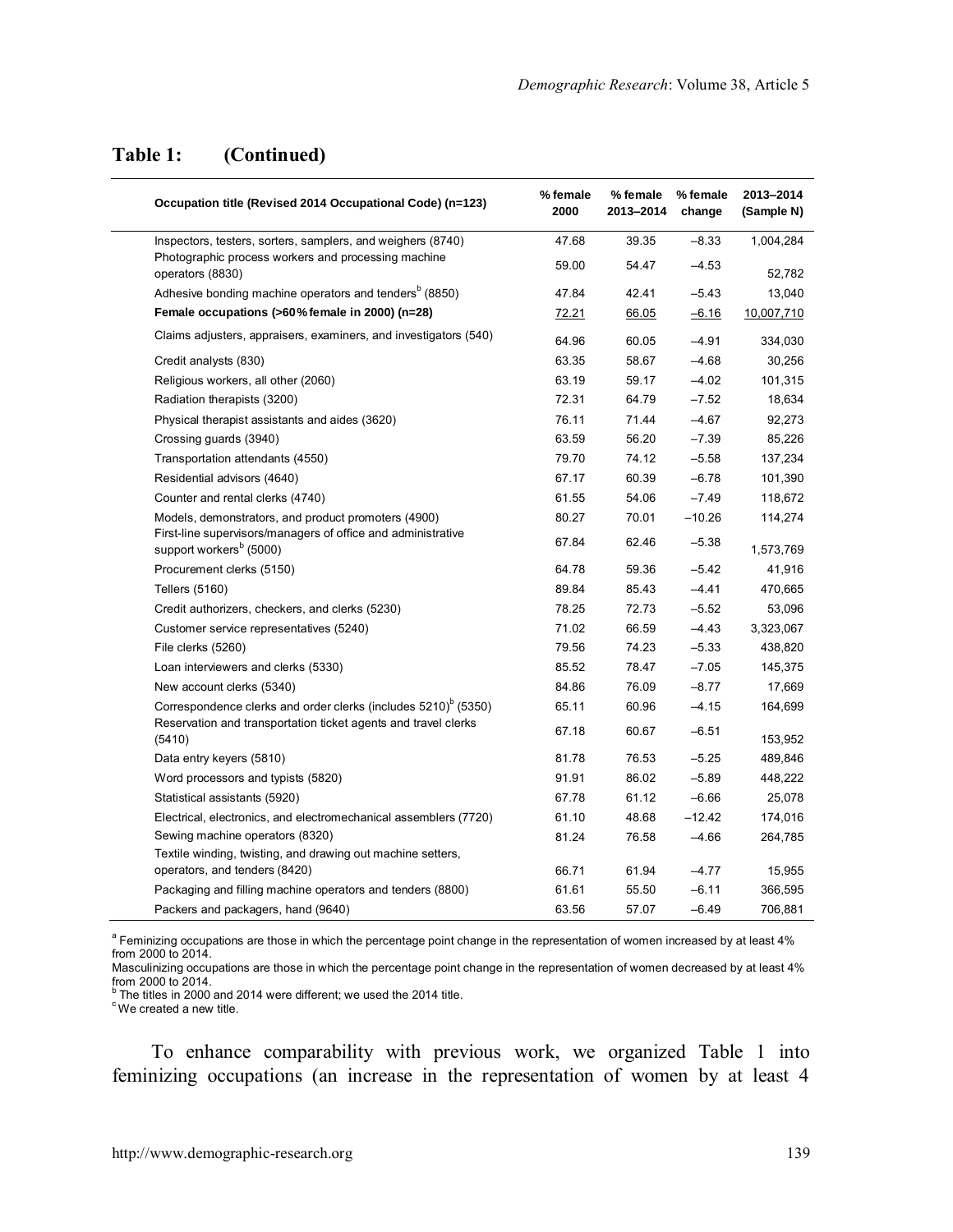**Table 1: (Continued)**

| Occupation title (Revised 2014 Occupational Code) (n=123) | % female 2000 | % female 2013–2014 | % female change | 2013–2014 (Sample N) |
|---|---|---|---|---|
| Inspectors, testers, sorters, samplers, and weighers (8740) | 47.68 | 39.35 | –8.33 | 1,004,284 |
| Photographic process workers and processing machine operators (8830) | 59.00 | 54.47 | –4.53 | 52,782 |
| Adhesive bonding machine operators and tenders[b] (8850) | 47.84 | 42.41 | –5.43 | 13,040 |
| **Female occupations (>60% female in 2000) (n=28)** | 72.21 | 66.05 | –6.16 | 10,007,710 |
| Claims adjusters, appraisers, examiners, and investigators (540) | 64.96 | 60.05 | –4.91 | 334,030 |
| Credit analysts (830) | 63.35 | 58.67 | –4.68 | 30,256 |
| Religious workers, all other (2060) | 63.19 | 59.17 | –4.02 | 101,315 |
| Radiation therapists (3200) | 72.31 | 64.79 | –7.52 | 18,634 |
| Physical therapist assistants and aides (3620) | 76.11 | 71.44 | –4.67 | 92,273 |
| Crossing guards (3940) | 63.59 | 56.20 | –7.39 | 85,226 |
| Transportation attendants (4550) | 79.70 | 74.12 | –5.58 | 137,234 |
| Residential advisors (4640) | 67.17 | 60.39 | –6.78 | 101,390 |
| Counter and rental clerks (4740) | 61.55 | 54.06 | –7.49 | 118,672 |
| Models, demonstrators, and product promoters (4900) | 80.27 | 70.01 | –10.26 | 114,274 |
| First-line supervisors/managers of office and administrative support workers[b] (5000) | 67.84 | 62.46 | –5.38 | 1,573,769 |
| Procurement clerks (5150) | 64.78 | 59.36 | –5.42 | 41,916 |
| Tellers (5160) | 89.84 | 85.43 | –4.41 | 470,665 |
| Credit authorizers, checkers, and clerks (5230) | 78.25 | 72.73 | –5.52 | 53,096 |
| Customer service representatives (5240) | 71.02 | 66.59 | –4.43 | 3,323,067 |
| File clerks (5260) | 79.56 | 74.23 | –5.33 | 438,820 |
| Loan interviewers and clerks (5330) | 85.52 | 78.47 | –7.05 | 145,375 |
| New account clerks (5340) | 84.86 | 76.09 | –8.77 | 17,669 |
| Correspondence clerks and order clerks (includes 5210)[b] (5350) | 65.11 | 60.96 | –4.15 | 164,699 |
| Reservation and transportation ticket agents and travel clerks (5410) | 67.18 | 60.67 | –6.51 | 153,952 |
| Data entry keyers (5810) | 81.78 | 76.53 | –5.25 | 489,846 |
| Word processors and typists (5820) | 91.91 | 86.02 | –5.89 | 448,222 |
| Statistical assistants (5920) | 67.78 | 61.12 | –6.66 | 25,078 |
| Electrical, electronics, and electromechanical assemblers (7720) | 61.10 | 48.68 | –12.42 | 174,016 |
| Sewing machine operators (8320) | 81.24 | 76.58 | –4.66 | 264,785 |
| Textile winding, twisting, and drawing out machine setters, operators, and tenders (8420) | 66.71 | 61.94 | –4.77 | 15,955 |
| Packaging and filling machine operators and tenders (8800) | 61.61 | 55.50 | –6.11 | 366,595 |
| Packers and packagers, hand (9640) | 63.56 | 57.07 | –6.49 | 706,881 |

[a] Feminizing occupations are those in which the percentage point change in the representation of women increased by at least 4% from 2000 to 2014.
Masculinizing occupations are those in which the percentage point change in the representation of women decreased by at least 4% from 2000 to 2014.
[b] The titles in 2000 and 2014 were different; we used the 2014 title.
[c] We created a new title.

To enhance comparability with previous work, we organized Table 1 into feminizing occupations (an increase in the representation of women by at least 4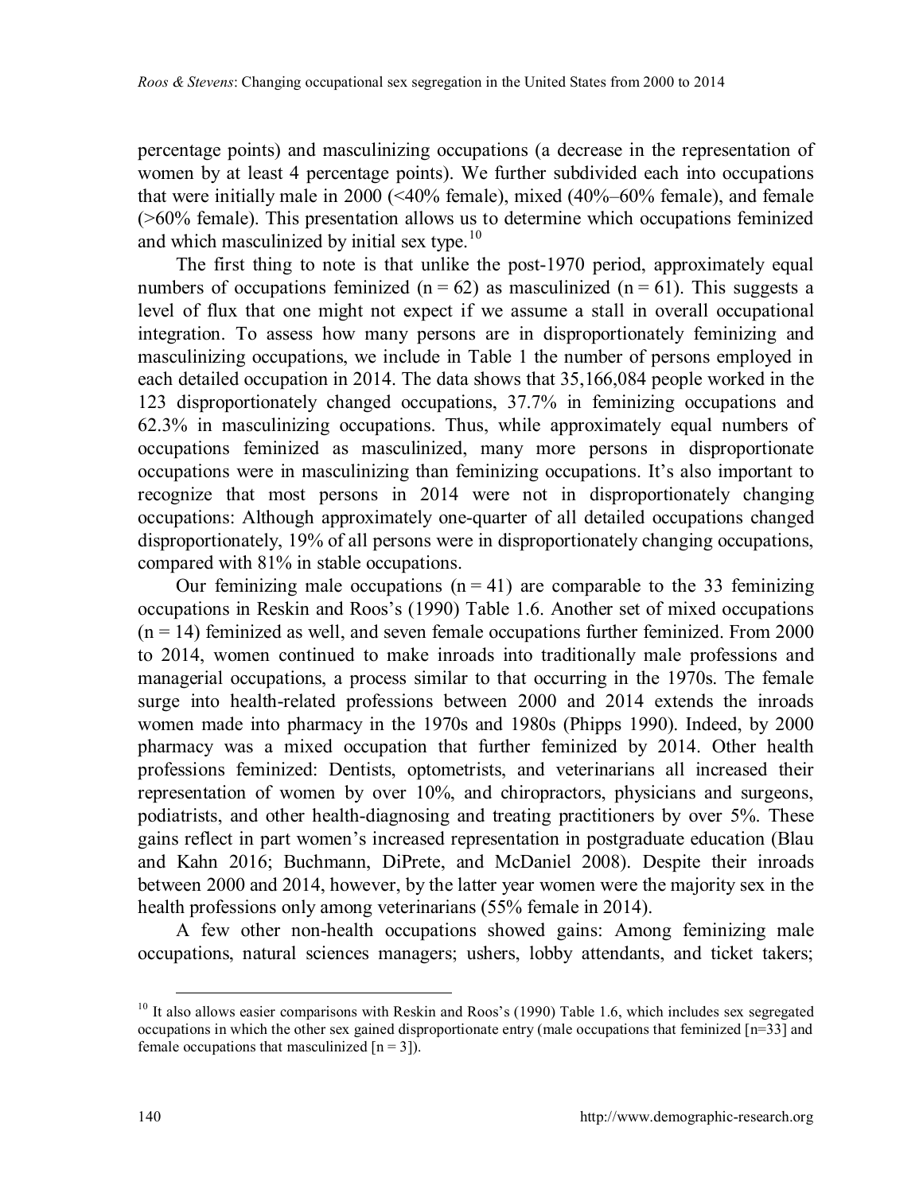percentage points) and masculinizing occupations (a decrease in the representation of women by at least 4 percentage points). We further subdivided each into occupations that were initially male in 2000 (<40% female), mixed (40%–60% female), and female (>60% female). This presentation allows us to determine which occupations feminized and which masculinized by initial sex type.[10]

The first thing to note is that unlike the post-1970 period, approximately equal numbers of occupations feminized (n = 62) as masculinized (n = 61). This suggests a level of flux that one might not expect if we assume a stall in overall occupational integration. To assess how many persons are in disproportionately feminizing and masculinizing occupations, we include in Table 1 the number of persons employed in each detailed occupation in 2014. The data shows that 35,166,084 people worked in the 123 disproportionately changed occupations, 37.7% in feminizing occupations and 62.3% in masculinizing occupations. Thus, while approximately equal numbers of occupations feminized as masculinized, many more persons in disproportionate occupations were in masculinizing than feminizing occupations. It's also important to recognize that most persons in 2014 were not in disproportionately changing occupations: Although approximately one-quarter of all detailed occupations changed disproportionately, 19% of all persons were in disproportionately changing occupations, compared with 81% in stable occupations.

Our feminizing male occupations (n = 41) are comparable to the 33 feminizing occupations in Reskin and Roos's (1990) Table 1.6. Another set of mixed occupations (n = 14) feminized as well, and seven female occupations further feminized. From 2000 to 2014, women continued to make inroads into traditionally male professions and managerial occupations, a process similar to that occurring in the 1970s. The female surge into health-related professions between 2000 and 2014 extends the inroads women made into pharmacy in the 1970s and 1980s (Phipps 1990). Indeed, by 2000 pharmacy was a mixed occupation that further feminized by 2014. Other health professions feminized: Dentists, optometrists, and veterinarians all increased their representation of women by over 10%, and chiropractors, physicians and surgeons, podiatrists, and other health-diagnosing and treating practitioners by over 5%. These gains reflect in part women's increased representation in postgraduate education (Blau and Kahn 2016; Buchmann, DiPrete, and McDaniel 2008). Despite their inroads between 2000 and 2014, however, by the latter year women were the majority sex in the health professions only among veterinarians (55% female in 2014).

A few other non-health occupations showed gains: Among feminizing male occupations, natural sciences managers; ushers, lobby attendants, and ticket takers;

[10] It also allows easier comparisons with Reskin and Roos's (1990) Table 1.6, which includes sex segregated occupations in which the other sex gained disproportionate entry (male occupations that feminized [n=33] and female occupations that masculinized [n = 3]).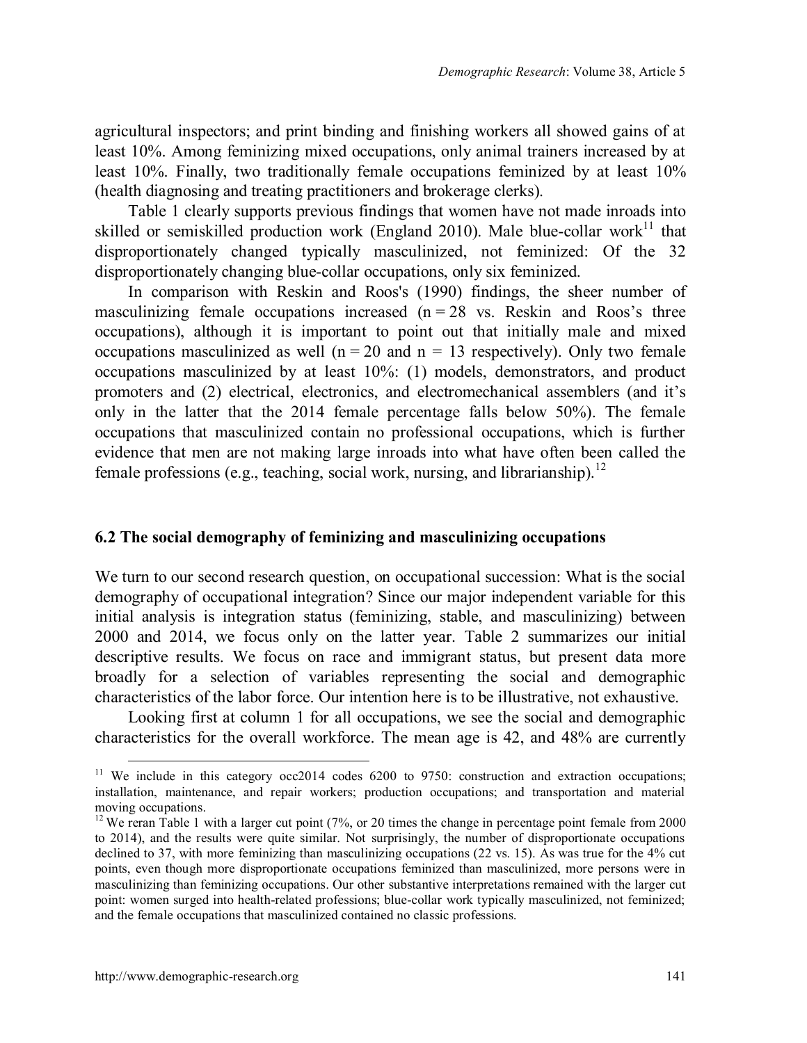agricultural inspectors; and print binding and finishing workers all showed gains of at least 10%. Among feminizing mixed occupations, only animal trainers increased by at least 10%. Finally, two traditionally female occupations feminized by at least 10% (health diagnosing and treating practitioners and brokerage clerks).

Table 1 clearly supports previous findings that women have not made inroads into skilled or semiskilled production work (England 2010). Male blue-collar work[11] that disproportionately changed typically masculinized, not feminized: Of the 32 disproportionately changing blue-collar occupations, only six feminized.

In comparison with Reskin and Roos's (1990) findings, the sheer number of masculinizing female occupations increased (n = 28 vs. Reskin and Roos's three occupations), although it is important to point out that initially male and mixed occupations masculinized as well (n = 20 and n = 13 respectively). Only two female occupations masculinized by at least 10%: (1) models, demonstrators, and product promoters and (2) electrical, electronics, and electromechanical assemblers (and it's only in the latter that the 2014 female percentage falls below 50%). The female occupations that masculinized contain no professional occupations, which is further evidence that men are not making large inroads into what have often been called the female professions (e.g., teaching, social work, nursing, and librarianship).[12]

## 6.2 The social demography of feminizing and masculinizing occupations

We turn to our second research question, on occupational succession: What is the social demography of occupational integration? Since our major independent variable for this initial analysis is integration status (feminizing, stable, and masculinizing) between 2000 and 2014, we focus only on the latter year. Table 2 summarizes our initial descriptive results. We focus on race and immigrant status, but present data more broadly for a selection of variables representing the social and demographic characteristics of the labor force. Our intention here is to be illustrative, not exhaustive.

Looking first at column 1 for all occupations, we see the social and demographic characteristics for the overall workforce. The mean age is 42, and 48% are currently

---

[11] We include in this category occ2014 codes 6200 to 9750: construction and extraction occupations; installation, maintenance, and repair workers; production occupations; and transportation and material moving occupations.

[12] We reran Table 1 with a larger cut point (7%, or 20 times the change in percentage point female from 2000 to 2014), and the results were quite similar. Not surprisingly, the number of disproportionate occupations declined to 37, with more feminizing than masculinizing occupations (22 vs. 15). As was true for the 4% cut points, even though more disproportionate occupations feminized than masculinized, more persons were in masculinizing than feminizing occupations. Our other substantive interpretations remained with the larger cut point: women surged into health-related professions; blue-collar work typically masculinized, not feminized; and the female occupations that masculinized contained no classic professions.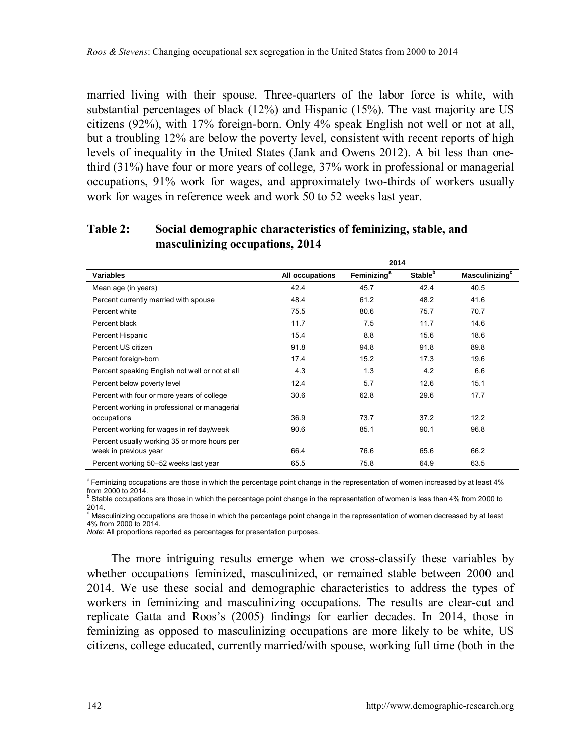married living with their spouse. Three-quarters of the labor force is white, with substantial percentages of black (12%) and Hispanic (15%). The vast majority are US citizens (92%), with 17% foreign-born. Only 4% speak English not well or not at all, but a troubling 12% are below the poverty level, consistent with recent reports of high levels of inequality in the United States (Jank and Owens 2012). A bit less than one-third (31%) have four or more years of college, 37% work in professional or managerial occupations, 91% work for wages, and approximately two-thirds of workers usually work for wages in reference week and work 50 to 52 weeks last year.

**Table 2: Social demographic characteristics of feminizing, stable, and masculinizing occupations, 2014**

| | 2014 | | | |
|---|---|---|---|---|
| **Variables** | **All occupations** | **Feminizing[a]** | **Stable[b]** | **Masculinizing[c]** |
| Mean age (in years) | 42.4 | 45.7 | 42.4 | 40.5 |
| Percent currently married with spouse | 48.4 | 61.2 | 48.2 | 41.6 |
| Percent white | 75.5 | 80.6 | 75.7 | 70.7 |
| Percent black | 11.7 | 7.5 | 11.7 | 14.6 |
| Percent Hispanic | 15.4 | 8.8 | 15.6 | 18.6 |
| Percent US citizen | 91.8 | 94.8 | 91.8 | 89.8 |
| Percent foreign-born | 17.4 | 15.2 | 17.3 | 19.6 |
| Percent speaking English not well or not at all | 4.3 | 1.3 | 4.2 | 6.6 |
| Percent below poverty level | 12.4 | 5.7 | 12.6 | 15.1 |
| Percent with four or more years of college | 30.6 | 62.8 | 29.6 | 17.7 |
| Percent working in professional or managerial occupations | 36.9 | 73.7 | 37.2 | 12.2 |
| Percent working for wages in ref day/week | 90.6 | 85.1 | 90.1 | 96.8 |
| Percent usually working 35 or more hours per week in previous year | 66.4 | 76.6 | 65.6 | 66.2 |
| Percent working 50–52 weeks last year | 65.5 | 75.8 | 64.9 | 63.5 |

[a] Feminizing occupations are those in which the percentage point change in the representation of women increased by at least 4% from 2000 to 2014.
[b] Stable occupations are those in which the percentage point change in the representation of women is less than 4% from 2000 to 2014.
[c] Masculinizing occupations are those in which the percentage point change in the representation of women decreased by at least 4% from 2000 to 2014.
*Note*: All proportions reported as percentages for presentation purposes.

The more intriguing results emerge when we cross-classify these variables by whether occupations feminized, masculinized, or remained stable between 2000 and 2014. We use these social and demographic characteristics to address the types of workers in feminizing and masculinizing occupations. The results are clear-cut and replicate Gatta and Roos's (2005) findings for earlier decades. In 2014, those in feminizing as opposed to masculinizing occupations are more likely to be white, US citizens, college educated, currently married/with spouse, working full time (both in the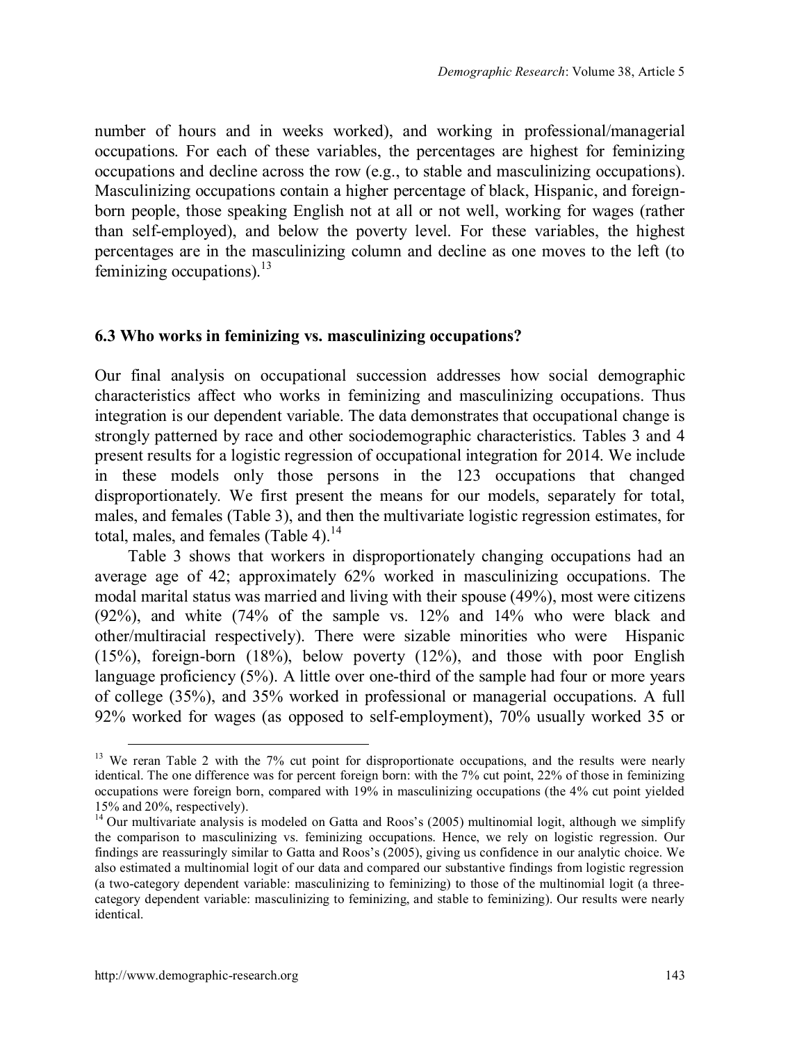number of hours and in weeks worked), and working in professional/managerial occupations. For each of these variables, the percentages are highest for feminizing occupations and decline across the row (e.g., to stable and masculinizing occupations). Masculinizing occupations contain a higher percentage of black, Hispanic, and foreign-born people, those speaking English not at all or not well, working for wages (rather than self-employed), and below the poverty level. For these variables, the highest percentages are in the masculinizing column and decline as one moves to the left (to feminizing occupations).[13]

### 6.3 Who works in feminizing vs. masculinizing occupations?

Our final analysis on occupational succession addresses how social demographic characteristics affect who works in feminizing and masculinizing occupations. Thus integration is our dependent variable. The data demonstrates that occupational change is strongly patterned by race and other sociodemographic characteristics. Tables 3 and 4 present results for a logistic regression of occupational integration for 2014. We include in these models only those persons in the 123 occupations that changed disproportionately. We first present the means for our models, separately for total, males, and females (Table 3), and then the multivariate logistic regression estimates, for total, males, and females (Table 4).[14]

Table 3 shows that workers in disproportionately changing occupations had an average age of 42; approximately 62% worked in masculinizing occupations. The modal marital status was married and living with their spouse (49%), most were citizens (92%), and white (74% of the sample vs. 12% and 14% who were black and other/multiracial respectively). There were sizable minorities who were Hispanic (15%), foreign-born (18%), below poverty (12%), and those with poor English language proficiency (5%). A little over one-third of the sample had four or more years of college (35%), and 35% worked in professional or managerial occupations. A full 92% worked for wages (as opposed to self-employment), 70% usually worked 35 or

[13] We reran Table 2 with the 7% cut point for disproportionate occupations, and the results were nearly identical. The one difference was for percent foreign born: with the 7% cut point, 22% of those in feminizing occupations were foreign born, compared with 19% in masculinizing occupations (the 4% cut point yielded 15% and 20%, respectively).

[14] Our multivariate analysis is modeled on Gatta and Roos's (2005) multinomial logit, although we simplify the comparison to masculinizing vs. feminizing occupations. Hence, we rely on logistic regression. Our findings are reassuringly similar to Gatta and Roos's (2005), giving us confidence in our analytic choice. We also estimated a multinomial logit of our data and compared our substantive findings from logistic regression (a two-category dependent variable: masculinizing to feminizing) to those of the multinomial logit (a three-category dependent variable: masculinizing to feminizing, and stable to feminizing). Our results were nearly identical.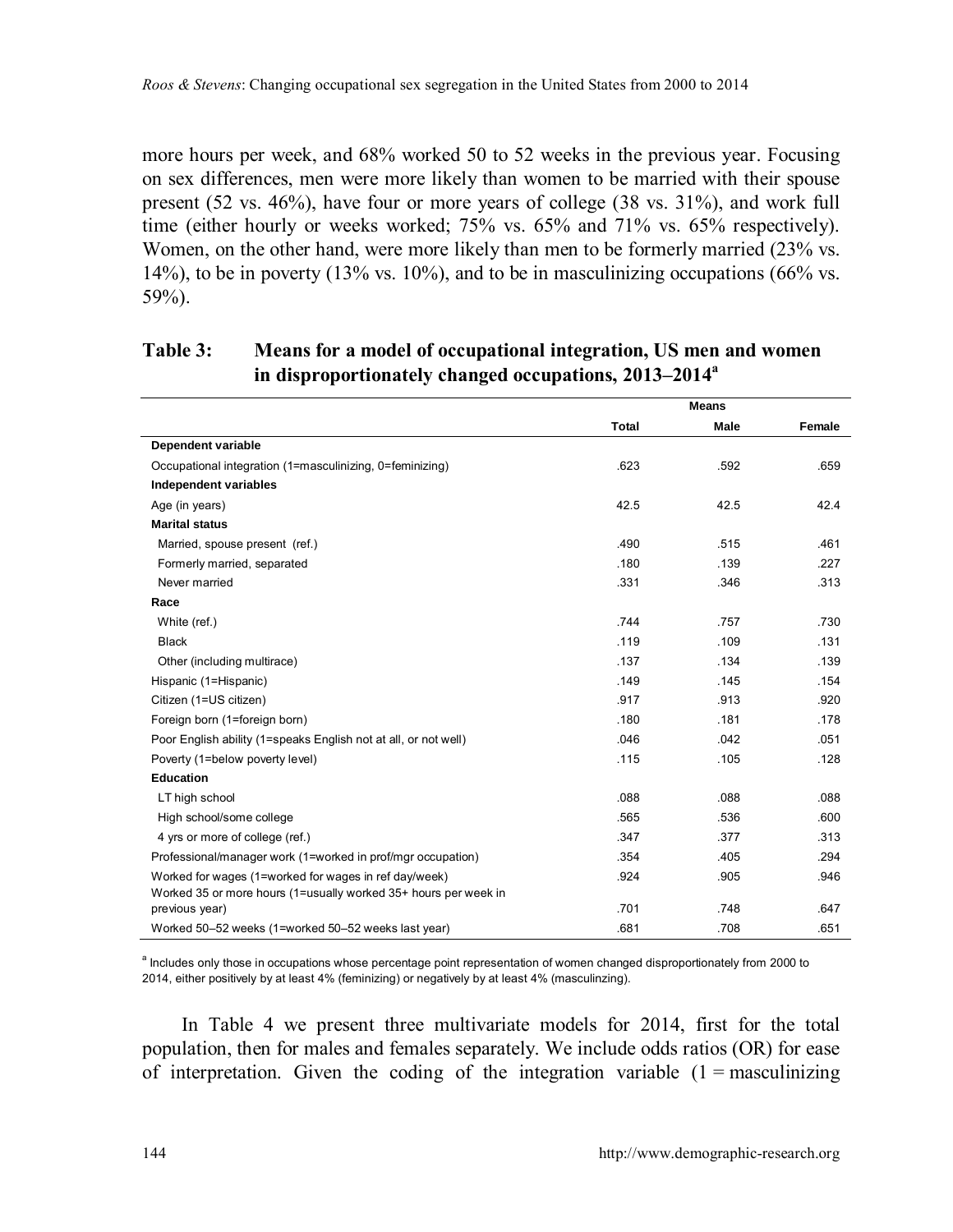more hours per week, and 68% worked 50 to 52 weeks in the previous year. Focusing on sex differences, men were more likely than women to be married with their spouse present (52 vs. 46%), have four or more years of college (38 vs. 31%), and work full time (either hourly or weeks worked; 75% vs. 65% and 71% vs. 65% respectively). Women, on the other hand, were more likely than men to be formerly married (23% vs. 14%), to be in poverty (13% vs. 10%), and to be in masculinizing occupations (66% vs. 59%).

**Table 3: Means for a model of occupational integration, US men and women in disproportionately changed occupations, 2013–2014[a]**

| | Means | | |
|---|---|---|---|
| | **Total** | **Male** | **Female** |
| **Dependent variable** | | | |
| Occupational integration (1=masculinizing, 0=feminizing) | .623 | .592 | .659 |
| **Independent variables** | | | |
| Age (in years) | 42.5 | 42.5 | 42.4 |
| **Marital status** | | | |
| Married, spouse present (ref.) | .490 | .515 | .461 |
| Formerly married, separated | .180 | .139 | .227 |
| Never married | .331 | .346 | .313 |
| **Race** | | | |
| White (ref.) | .744 | .757 | .730 |
| Black | .119 | .109 | .131 |
| Other (including multirace) | .137 | .134 | .139 |
| Hispanic (1=Hispanic) | .149 | .145 | .154 |
| Citizen (1=US citizen) | .917 | .913 | .920 |
| Foreign born (1=foreign born) | .180 | .181 | .178 |
| Poor English ability (1=speaks English not at all, or not well) | .046 | .042 | .051 |
| Poverty (1=below poverty level) | .115 | .105 | .128 |
| **Education** | | | |
| LT high school | .088 | .088 | .088 |
| High school/some college | .565 | .536 | .600 |
| 4 yrs or more of college (ref.) | .347 | .377 | .313 |
| Professional/manager work (1=worked in prof/mgr occupation) | .354 | .405 | .294 |
| Worked for wages (1=worked for wages in ref day/week) | .924 | .905 | .946 |
| Worked 35 or more hours (1=usually worked 35+ hours per week in previous year) | .701 | .748 | .647 |
| Worked 50–52 weeks (1=worked 50–52 weeks last year) | .681 | .708 | .651 |

[a] Includes only those in occupations whose percentage point representation of women changed disproportionately from 2000 to 2014, either positively by at least 4% (feminizing) or negatively by at least 4% (masculinzing).

In Table 4 we present three multivariate models for 2014, first for the total population, then for males and females separately. We include odds ratios (OR) for ease of interpretation. Given the coding of the integration variable (1 = masculinizing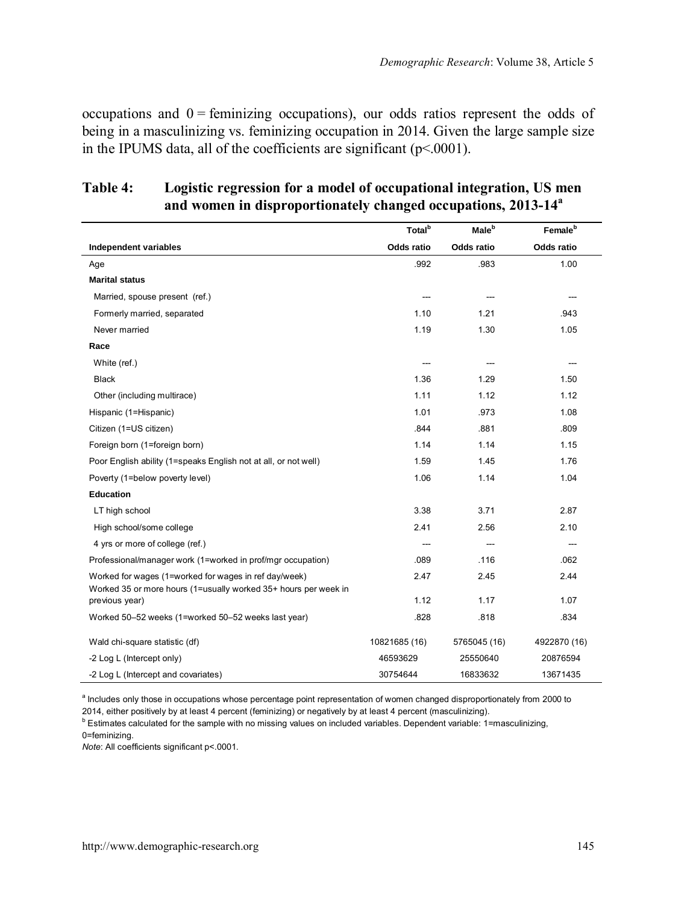occupations and 0 = feminizing occupations), our odds ratios represent the odds of being in a masculinizing vs. feminizing occupation in 2014. Given the large sample size in the IPUMS data, all of the coefficients are significant (p<.0001).

**Table 4: Logistic regression for a model of occupational integration, US men and women in disproportionately changed occupations, 2013-14[a]**

| | Total[b] | Male[b] | Female[b] |
|---|---|---|---|
| **Independent variables** | **Odds ratio** | **Odds ratio** | **Odds ratio** |
| Age | .992 | .983 | 1.00 |
| **Marital status** | | | |
| Married, spouse present (ref.) | --- | --- | --- |
| Formerly married, separated | 1.10 | 1.21 | .943 |
| Never married | 1.19 | 1.30 | 1.05 |
| **Race** | | | |
| White (ref.) | --- | --- | --- |
| Black | 1.36 | 1.29 | 1.50 |
| Other (including multirace) | 1.11 | 1.12 | 1.12 |
| Hispanic (1=Hispanic) | 1.01 | .973 | 1.08 |
| Citizen (1=US citizen) | .844 | .881 | .809 |
| Foreign born (1=foreign born) | 1.14 | 1.14 | 1.15 |
| Poor English ability (1=speaks English not at all, or not well) | 1.59 | 1.45 | 1.76 |
| Poverty (1=below poverty level) | 1.06 | 1.14 | 1.04 |
| **Education** | | | |
| LT high school | 3.38 | 3.71 | 2.87 |
| High school/some college | 2.41 | 2.56 | 2.10 |
| 4 yrs or more of college (ref.) | --- | --- | --- |
| Professional/manager work (1=worked in prof/mgr occupation) | .089 | .116 | .062 |
| Worked for wages (1=worked for wages in ref day/week) | 2.47 | 2.45 | 2.44 |
| Worked 35 or more hours (1=usually worked 35+ hours per week in previous year) | 1.12 | 1.17 | 1.07 |
| Worked 50–52 weeks (1=worked 50–52 weeks last year) | .828 | .818 | .834 |
| Wald chi-square statistic (df) | 10821685 (16) | 5765045 (16) | 4922870 (16) |
| -2 Log L (Intercept only) | 46593629 | 25550640 | 20876594 |
| -2 Log L (Intercept and covariates) | 30754644 | 16833632 | 13671435 |

[a] Includes only those in occupations whose percentage point representation of women changed disproportionately from 2000 to 2014, either positively by at least 4 percent (feminizing) or negatively by at least 4 percent (masculinizing).
[b] Estimates calculated for the sample with no missing values on included variables. Dependent variable: 1=masculinizing, 0=feminizing.
*Note*: All coefficients significant p<.0001.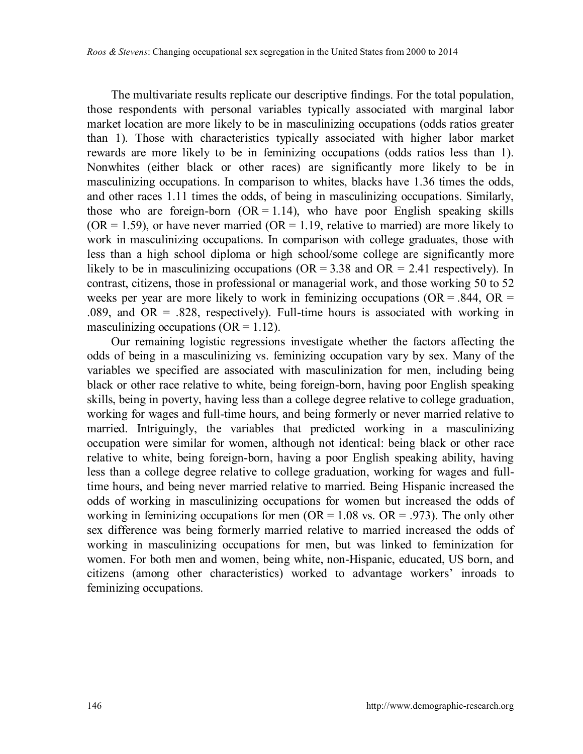The multivariate results replicate our descriptive findings. For the total population, those respondents with personal variables typically associated with marginal labor market location are more likely to be in masculinizing occupations (odds ratios greater than 1). Those with characteristics typically associated with higher labor market rewards are more likely to be in feminizing occupations (odds ratios less than 1). Nonwhites (either black or other races) are significantly more likely to be in masculinizing occupations. In comparison to whites, blacks have 1.36 times the odds, and other races 1.11 times the odds, of being in masculinizing occupations. Similarly, those who are foreign-born (OR = 1.14), who have poor English speaking skills (OR = 1.59), or have never married (OR = 1.19, relative to married) are more likely to work in masculinizing occupations. In comparison with college graduates, those with less than a high school diploma or high school/some college are significantly more likely to be in masculinizing occupations (OR = 3.38 and OR = 2.41 respectively). In contrast, citizens, those in professional or managerial work, and those working 50 to 52 weeks per year are more likely to work in feminizing occupations (OR = .844, OR = .089, and OR = .828, respectively). Full-time hours is associated with working in masculinizing occupations (OR = 1.12).

Our remaining logistic regressions investigate whether the factors affecting the odds of being in a masculinizing vs. feminizing occupation vary by sex. Many of the variables we specified are associated with masculinization for men, including being black or other race relative to white, being foreign-born, having poor English speaking skills, being in poverty, having less than a college degree relative to college graduation, working for wages and full-time hours, and being formerly or never married relative to married. Intriguingly, the variables that predicted working in a masculinizing occupation were similar for women, although not identical: being black or other race relative to white, being foreign-born, having a poor English speaking ability, having less than a college degree relative to college graduation, working for wages and full-time hours, and being never married relative to married. Being Hispanic increased the odds of working in masculinizing occupations for women but increased the odds of working in feminizing occupations for men (OR = 1.08 vs. OR = .973). The only other sex difference was being formerly married relative to married increased the odds of working in masculinizing occupations for men, but was linked to feminization for women. For both men and women, being white, non-Hispanic, educated, US born, and citizens (among other characteristics) worked to advantage workers' inroads to feminizing occupations.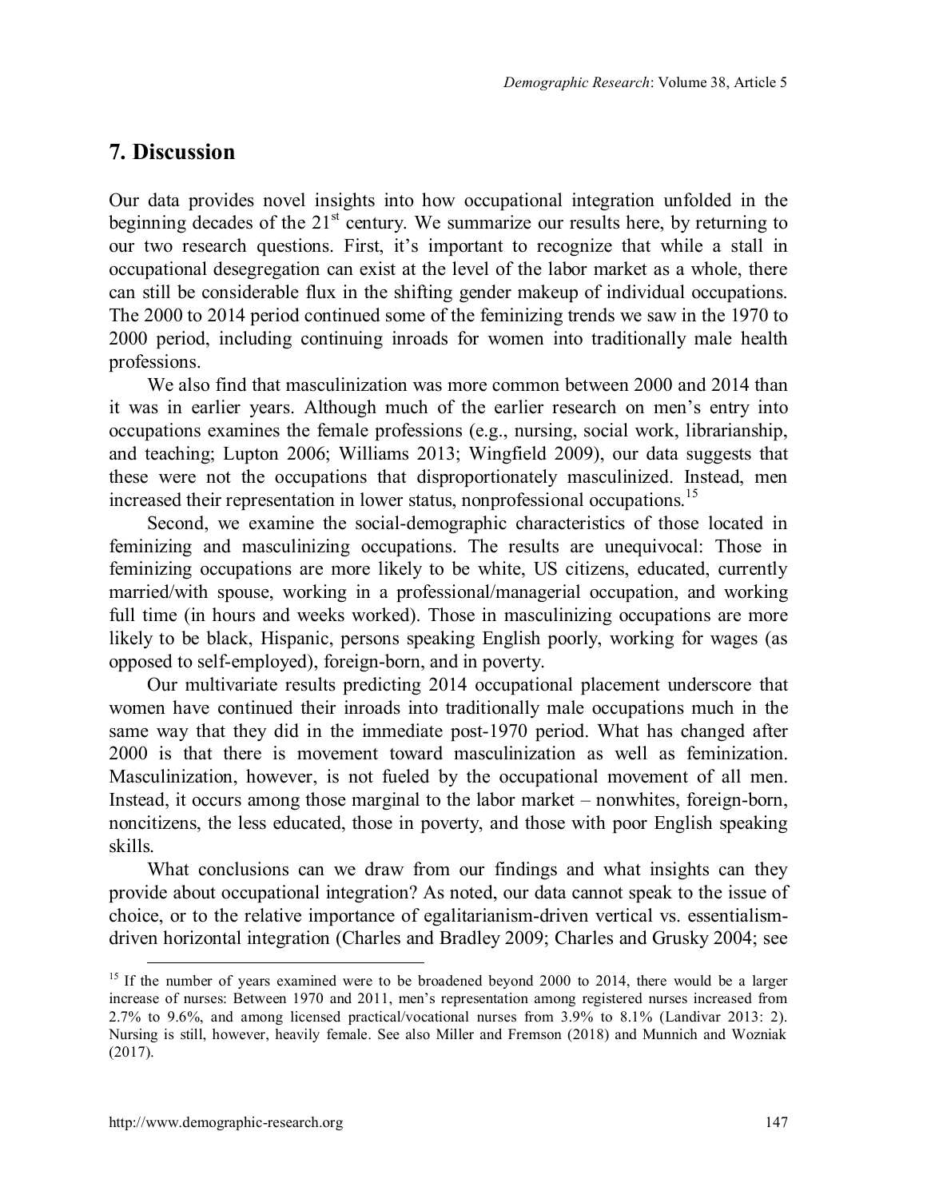## 7. Discussion

Our data provides novel insights into how occupational integration unfolded in the beginning decades of the 21st century. We summarize our results here, by returning to our two research questions. First, it's important to recognize that while a stall in occupational desegregation can exist at the level of the labor market as a whole, there can still be considerable flux in the shifting gender makeup of individual occupations. The 2000 to 2014 period continued some of the feminizing trends we saw in the 1970 to 2000 period, including continuing inroads for women into traditionally male health professions.

We also find that masculinization was more common between 2000 and 2014 than it was in earlier years. Although much of the earlier research on men's entry into occupations examines the female professions (e.g., nursing, social work, librarianship, and teaching; Lupton 2006; Williams 2013; Wingfield 2009), our data suggests that these were not the occupations that disproportionately masculinized. Instead, men increased their representation in lower status, nonprofessional occupations.[15]

Second, we examine the social-demographic characteristics of those located in feminizing and masculinizing occupations. The results are unequivocal: Those in feminizing occupations are more likely to be white, US citizens, educated, currently married/with spouse, working in a professional/managerial occupation, and working full time (in hours and weeks worked). Those in masculinizing occupations are more likely to be black, Hispanic, persons speaking English poorly, working for wages (as opposed to self-employed), foreign-born, and in poverty.

Our multivariate results predicting 2014 occupational placement underscore that women have continued their inroads into traditionally male occupations much in the same way that they did in the immediate post-1970 period. What has changed after 2000 is that there is movement toward masculinization as well as feminization. Masculinization, however, is not fueled by the occupational movement of all men. Instead, it occurs among those marginal to the labor market – nonwhites, foreign-born, noncitizens, the less educated, those in poverty, and those with poor English speaking skills.

What conclusions can we draw from our findings and what insights can they provide about occupational integration? As noted, our data cannot speak to the issue of choice, or to the relative importance of egalitarianism-driven vertical vs. essentialism-driven horizontal integration (Charles and Bradley 2009; Charles and Grusky 2004; see

[15] If the number of years examined were to be broadened beyond 2000 to 2014, there would be a larger increase of nurses: Between 1970 and 2011, men's representation among registered nurses increased from 2.7% to 9.6%, and among licensed practical/vocational nurses from 3.9% to 8.1% (Landivar 2013: 2). Nursing is still, however, heavily female. See also Miller and Fremson (2018) and Munnich and Wozniak (2017).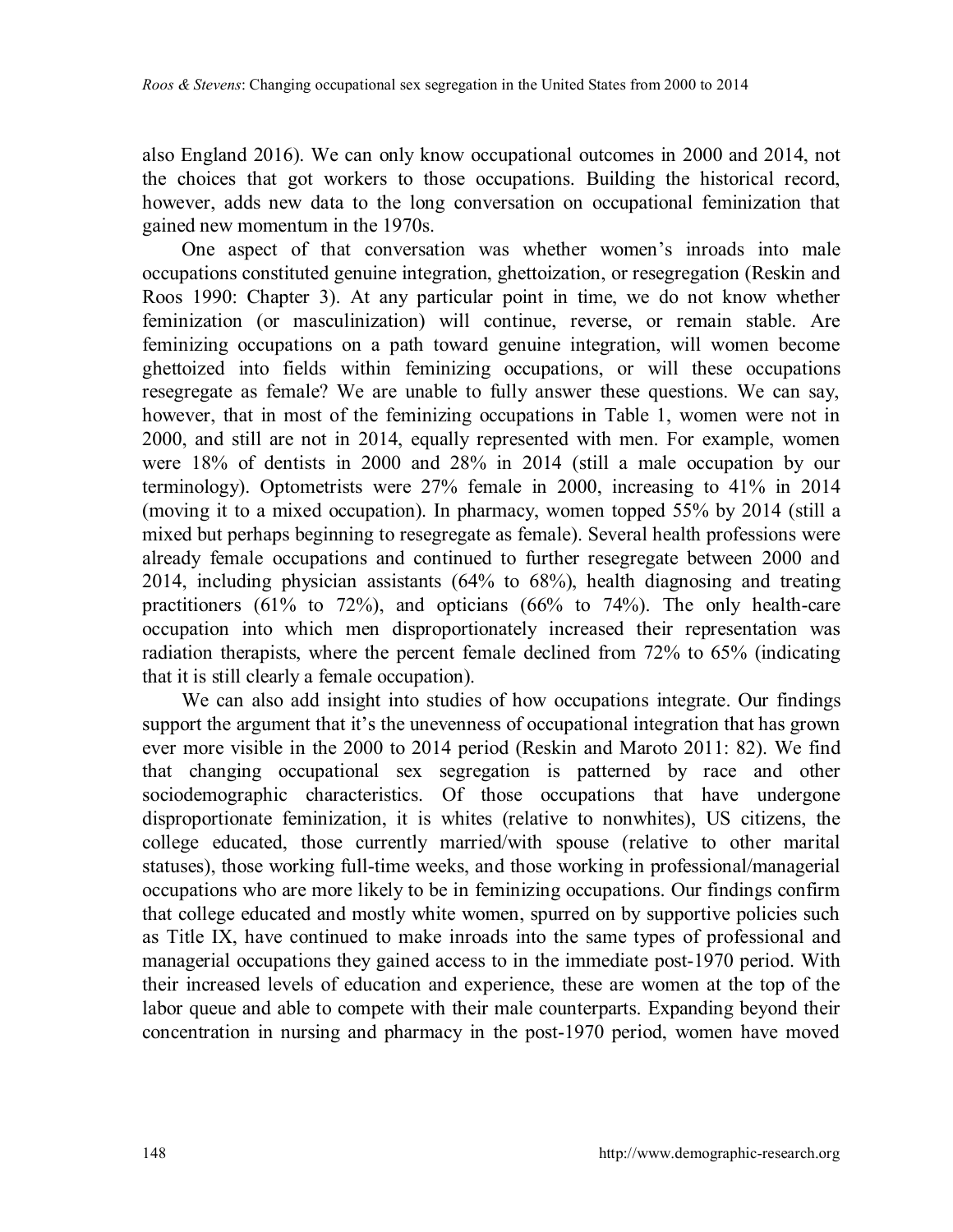also England 2016). We can only know occupational outcomes in 2000 and 2014, not the choices that got workers to those occupations. Building the historical record, however, adds new data to the long conversation on occupational feminization that gained new momentum in the 1970s.

One aspect of that conversation was whether women's inroads into male occupations constituted genuine integration, ghettoization, or resegregation (Reskin and Roos 1990: Chapter 3). At any particular point in time, we do not know whether feminization (or masculinization) will continue, reverse, or remain stable. Are feminizing occupations on a path toward genuine integration, will women become ghettoized into fields within feminizing occupations, or will these occupations resegregate as female? We are unable to fully answer these questions. We can say, however, that in most of the feminizing occupations in Table 1, women were not in 2000, and still are not in 2014, equally represented with men. For example, women were 18% of dentists in 2000 and 28% in 2014 (still a male occupation by our terminology). Optometrists were 27% female in 2000, increasing to 41% in 2014 (moving it to a mixed occupation). In pharmacy, women topped 55% by 2014 (still a mixed but perhaps beginning to resegregate as female). Several health professions were already female occupations and continued to further resegregate between 2000 and 2014, including physician assistants (64% to 68%), health diagnosing and treating practitioners (61% to 72%), and opticians (66% to 74%). The only health-care occupation into which men disproportionately increased their representation was radiation therapists, where the percent female declined from 72% to 65% (indicating that it is still clearly a female occupation).

We can also add insight into studies of how occupations integrate. Our findings support the argument that it's the unevenness of occupational integration that has grown ever more visible in the 2000 to 2014 period (Reskin and Maroto 2011: 82). We find that changing occupational sex segregation is patterned by race and other sociodemographic characteristics. Of those occupations that have undergone disproportionate feminization, it is whites (relative to nonwhites), US citizens, the college educated, those currently married/with spouse (relative to other marital statuses), those working full-time weeks, and those working in professional/managerial occupations who are more likely to be in feminizing occupations. Our findings confirm that college educated and mostly white women, spurred on by supportive policies such as Title IX, have continued to make inroads into the same types of professional and managerial occupations they gained access to in the immediate post-1970 period. With their increased levels of education and experience, these are women at the top of the labor queue and able to compete with their male counterparts. Expanding beyond their concentration in nursing and pharmacy in the post-1970 period, women have moved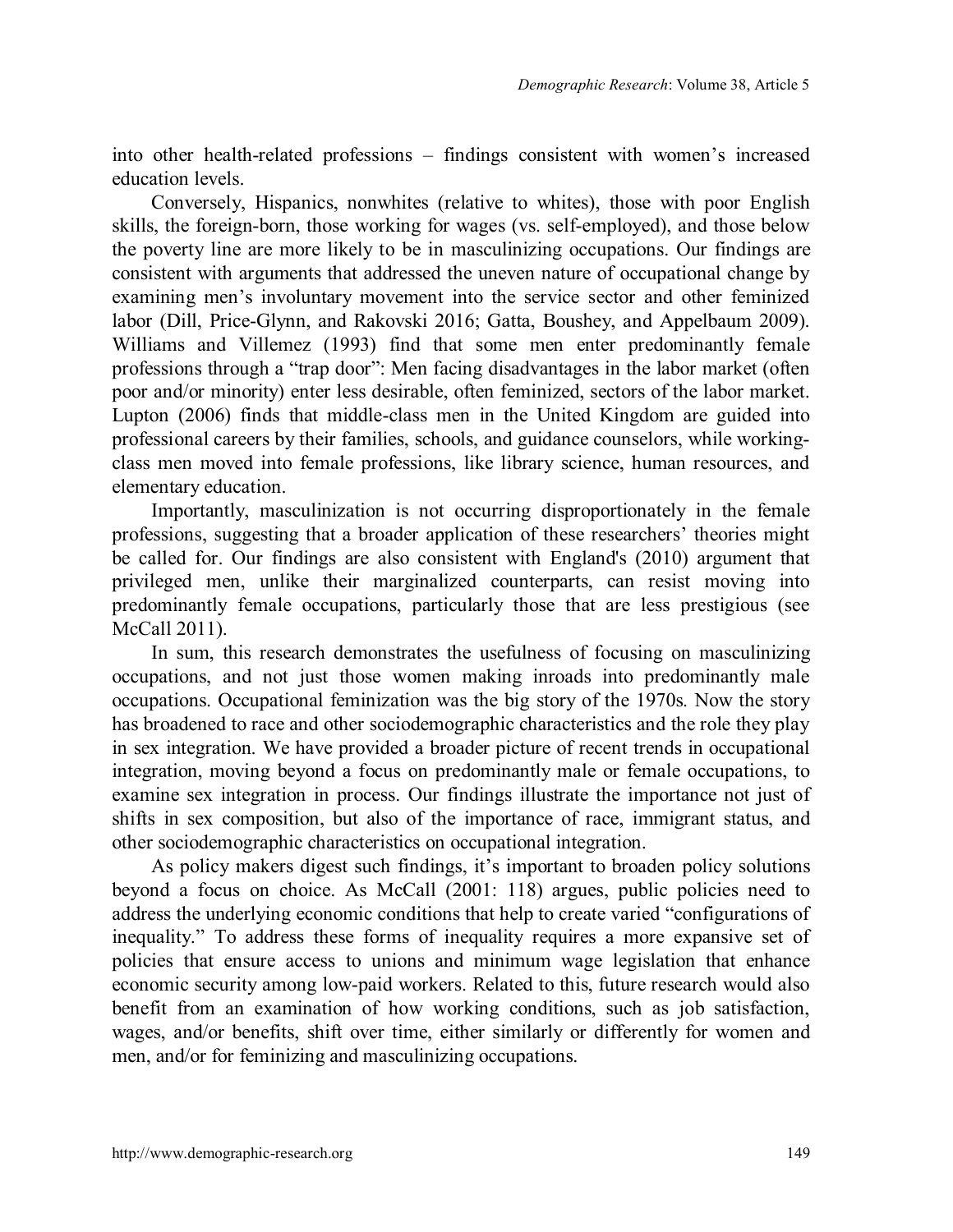into other health-related professions – findings consistent with women's increased education levels.

Conversely, Hispanics, nonwhites (relative to whites), those with poor English skills, the foreign-born, those working for wages (vs. self-employed), and those below the poverty line are more likely to be in masculinizing occupations. Our findings are consistent with arguments that addressed the uneven nature of occupational change by examining men's involuntary movement into the service sector and other feminized labor (Dill, Price-Glynn, and Rakovski 2016; Gatta, Boushey, and Appelbaum 2009). Williams and Villemez (1993) find that some men enter predominantly female professions through a "trap door": Men facing disadvantages in the labor market (often poor and/or minority) enter less desirable, often feminized, sectors of the labor market. Lupton (2006) finds that middle-class men in the United Kingdom are guided into professional careers by their families, schools, and guidance counselors, while working-class men moved into female professions, like library science, human resources, and elementary education.

Importantly, masculinization is not occurring disproportionately in the female professions, suggesting that a broader application of these researchers' theories might be called for. Our findings are also consistent with England's (2010) argument that privileged men, unlike their marginalized counterparts, can resist moving into predominantly female occupations, particularly those that are less prestigious (see McCall 2011).

In sum, this research demonstrates the usefulness of focusing on masculinizing occupations, and not just those women making inroads into predominantly male occupations. Occupational feminization was the big story of the 1970s. Now the story has broadened to race and other sociodemographic characteristics and the role they play in sex integration. We have provided a broader picture of recent trends in occupational integration, moving beyond a focus on predominantly male or female occupations, to examine sex integration in process. Our findings illustrate the importance not just of shifts in sex composition, but also of the importance of race, immigrant status, and other sociodemographic characteristics on occupational integration.

As policy makers digest such findings, it's important to broaden policy solutions beyond a focus on choice. As McCall (2001: 118) argues, public policies need to address the underlying economic conditions that help to create varied "configurations of inequality." To address these forms of inequality requires a more expansive set of policies that ensure access to unions and minimum wage legislation that enhance economic security among low-paid workers. Related to this, future research would also benefit from an examination of how working conditions, such as job satisfaction, wages, and/or benefits, shift over time, either similarly or differently for women and men, and/or for feminizing and masculinizing occupations.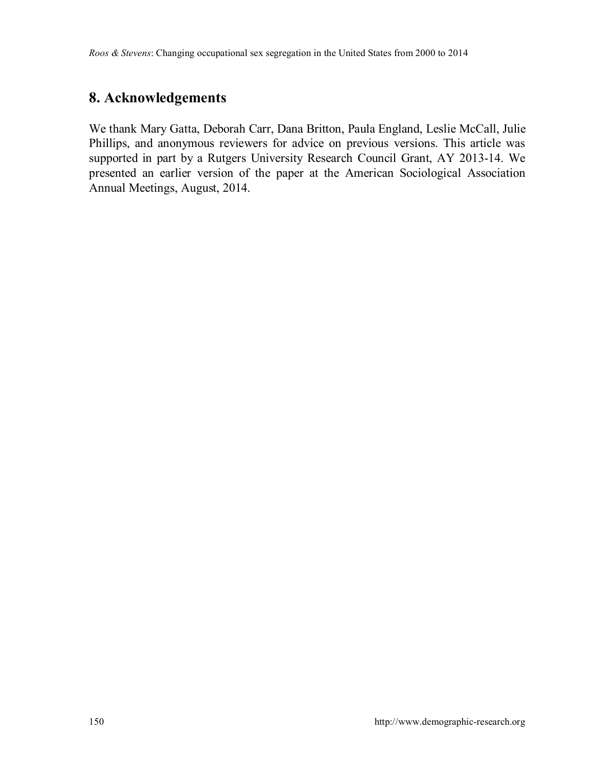## 8. Acknowledgements

We thank Mary Gatta, Deborah Carr, Dana Britton, Paula England, Leslie McCall, Julie Phillips, and anonymous reviewers for advice on previous versions. This article was supported in part by a Rutgers University Research Council Grant, AY 2013-14. We presented an earlier version of the paper at the American Sociological Association Annual Meetings, August, 2014.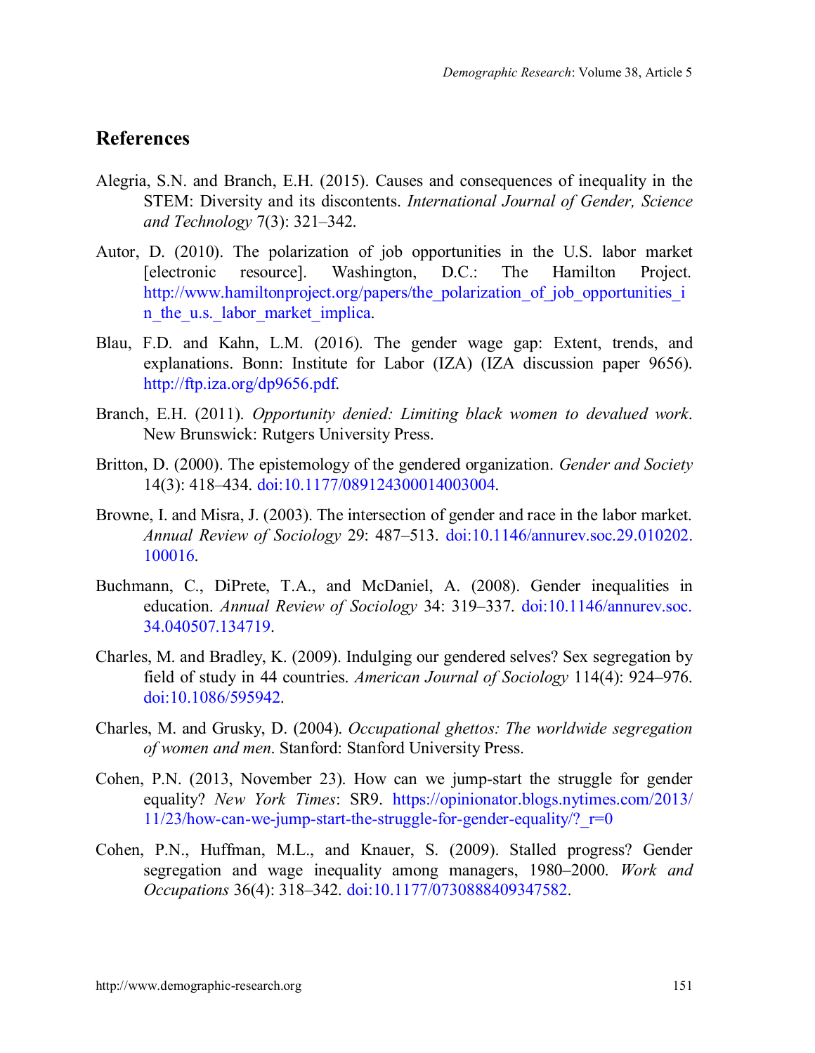## References

Alegria, S.N. and Branch, E.H. (2015). Causes and consequences of inequality in the STEM: Diversity and its discontents. *International Journal of Gender, Science and Technology* 7(3): 321–342.

Autor, D. (2010). The polarization of job opportunities in the U.S. labor market [electronic resource]. Washington, D.C.: The Hamilton Project. http://www.hamiltonproject.org/papers/the_polarization_of_job_opportunities_in_the_u.s._labor_market_implica.

Blau, F.D. and Kahn, L.M. (2016). The gender wage gap: Extent, trends, and explanations. Bonn: Institute for Labor (IZA) (IZA discussion paper 9656). http://ftp.iza.org/dp9656.pdf.

Branch, E.H. (2011). *Opportunity denied: Limiting black women to devalued work*. New Brunswick: Rutgers University Press.

Britton, D. (2000). The epistemology of the gendered organization. *Gender and Society* 14(3): 418–434. doi:10.1177/089124300014003004.

Browne, I. and Misra, J. (2003). The intersection of gender and race in the labor market. *Annual Review of Sociology* 29: 487–513. doi:10.1146/annurev.soc.29.010202.100016.

Buchmann, C., DiPrete, T.A., and McDaniel, A. (2008). Gender inequalities in education. *Annual Review of Sociology* 34: 319–337. doi:10.1146/annurev.soc.34.040507.134719.

Charles, M. and Bradley, K. (2009). Indulging our gendered selves? Sex segregation by field of study in 44 countries. *American Journal of Sociology* 114(4): 924–976. doi:10.1086/595942.

Charles, M. and Grusky, D. (2004). *Occupational ghettos: The worldwide segregation of women and men*. Stanford: Stanford University Press.

Cohen, P.N. (2013, November 23). How can we jump-start the struggle for gender equality? *New York Times*: SR9. https://opinionator.blogs.nytimes.com/2013/11/23/how-can-we-jump-start-the-struggle-for-gender-equality/?_r=0

Cohen, P.N., Huffman, M.L., and Knauer, S. (2009). Stalled progress? Gender segregation and wage inequality among managers, 1980–2000. *Work and Occupations* 36(4): 318–342. doi:10.1177/0730888409347582.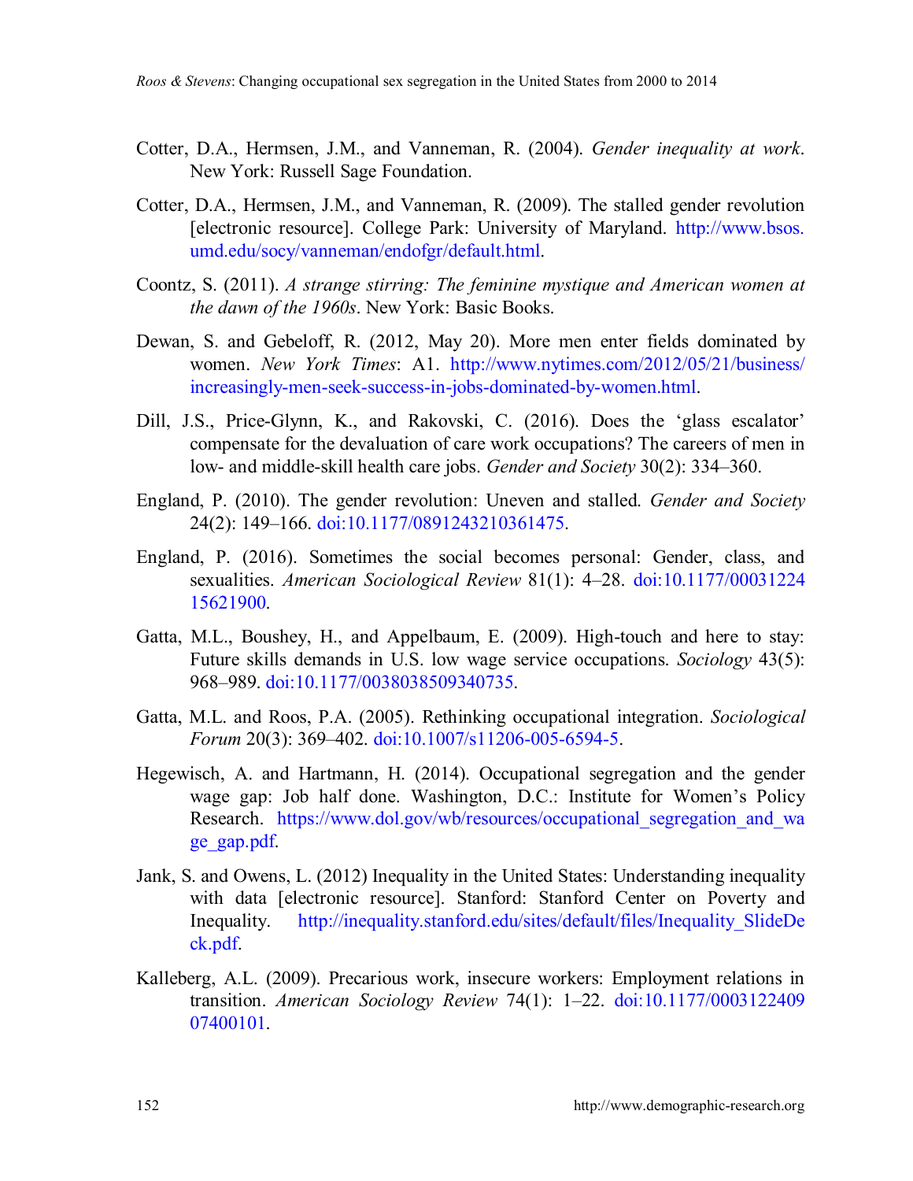Cotter, D.A., Hermsen, J.M., and Vanneman, R. (2004). *Gender inequality at work*. New York: Russell Sage Foundation.

Cotter, D.A., Hermsen, J.M., and Vanneman, R. (2009). The stalled gender revolution [electronic resource]. College Park: University of Maryland. http://www.bsos.umd.edu/socy/vanneman/endofgr/default.html.

Coontz, S. (2011). *A strange stirring: The feminine mystique and American women at the dawn of the 1960s*. New York: Basic Books.

Dewan, S. and Gebeloff, R. (2012, May 20). More men enter fields dominated by women. *New York Times*: A1. http://www.nytimes.com/2012/05/21/business/increasingly-men-seek-success-in-jobs-dominated-by-women.html.

Dill, J.S., Price-Glynn, K., and Rakovski, C. (2016). Does the 'glass escalator' compensate for the devaluation of care work occupations? The careers of men in low- and middle-skill health care jobs. *Gender and Society* 30(2): 334–360.

England, P. (2010). The gender revolution: Uneven and stalled. *Gender and Society* 24(2): 149–166. doi:10.1177/0891243210361475.

England, P. (2016). Sometimes the social becomes personal: Gender, class, and sexualities. *American Sociological Review* 81(1): 4–28. doi:10.1177/0003122415621900.

Gatta, M.L., Boushey, H., and Appelbaum, E. (2009). High-touch and here to stay: Future skills demands in U.S. low wage service occupations. *Sociology* 43(5): 968–989. doi:10.1177/0038038509340735.

Gatta, M.L. and Roos, P.A. (2005). Rethinking occupational integration. *Sociological Forum* 20(3): 369–402. doi:10.1007/s11206-005-6594-5.

Hegewisch, A. and Hartmann, H. (2014). Occupational segregation and the gender wage gap: Job half done. Washington, D.C.: Institute for Women's Policy Research. https://www.dol.gov/wb/resources/occupational_segregation_and_wage_gap.pdf.

Jank, S. and Owens, L. (2012) Inequality in the United States: Understanding inequality with data [electronic resource]. Stanford: Stanford Center on Poverty and Inequality. http://inequality.stanford.edu/sites/default/files/Inequality_SlideDeck.pdf.

Kalleberg, A.L. (2009). Precarious work, insecure workers: Employment relations in transition. *American Sociology Review* 74(1): 1–22. doi:10.1177/000312240907400101.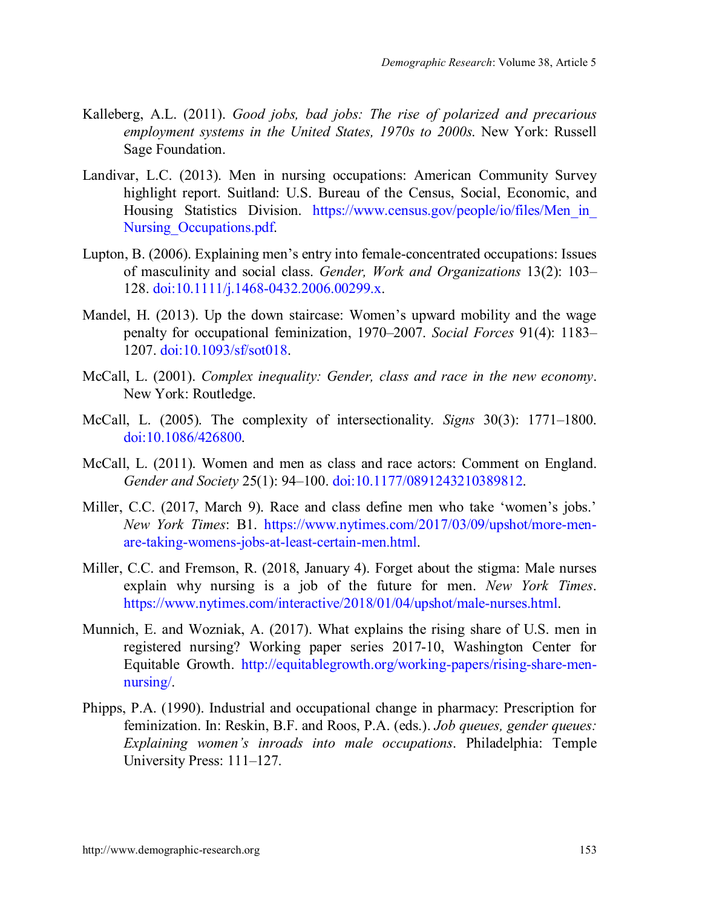Kalleberg, A.L. (2011). *Good jobs, bad jobs: The rise of polarized and precarious employment systems in the United States, 1970s to 2000s*. New York: Russell Sage Foundation.

Landivar, L.C. (2013). Men in nursing occupations: American Community Survey highlight report. Suitland: U.S. Bureau of the Census, Social, Economic, and Housing Statistics Division. https://www.census.gov/people/io/files/Men_in_Nursing_Occupations.pdf.

Lupton, B. (2006). Explaining men's entry into female-concentrated occupations: Issues of masculinity and social class. *Gender, Work and Organizations* 13(2): 103–128. doi:10.1111/j.1468-0432.2006.00299.x.

Mandel, H. (2013). Up the down staircase: Women's upward mobility and the wage penalty for occupational feminization, 1970–2007. *Social Forces* 91(4): 1183–1207. doi:10.1093/sf/sot018.

McCall, L. (2001). *Complex inequality: Gender, class and race in the new economy*. New York: Routledge.

McCall, L. (2005). The complexity of intersectionality. *Signs* 30(3): 1771–1800. doi:10.1086/426800.

McCall, L. (2011). Women and men as class and race actors: Comment on England. *Gender and Society* 25(1): 94–100. doi:10.1177/0891243210389812.

Miller, C.C. (2017, March 9). Race and class define men who take 'women's jobs.' *New York Times*: B1. https://www.nytimes.com/2017/03/09/upshot/more-men-are-taking-womens-jobs-at-least-certain-men.html.

Miller, C.C. and Fremson, R. (2018, January 4). Forget about the stigma: Male nurses explain why nursing is a job of the future for men. *New York Times*. https://www.nytimes.com/interactive/2018/01/04/upshot/male-nurses.html.

Munnich, E. and Wozniak, A. (2017). What explains the rising share of U.S. men in registered nursing? Working paper series 2017-10, Washington Center for Equitable Growth. http://equitablegrowth.org/working-papers/rising-share-men-nursing/.

Phipps, P.A. (1990). Industrial and occupational change in pharmacy: Prescription for feminization. In: Reskin, B.F. and Roos, P.A. (eds.). *Job queues, gender queues: Explaining women's inroads into male occupations*. Philadelphia: Temple University Press: 111–127.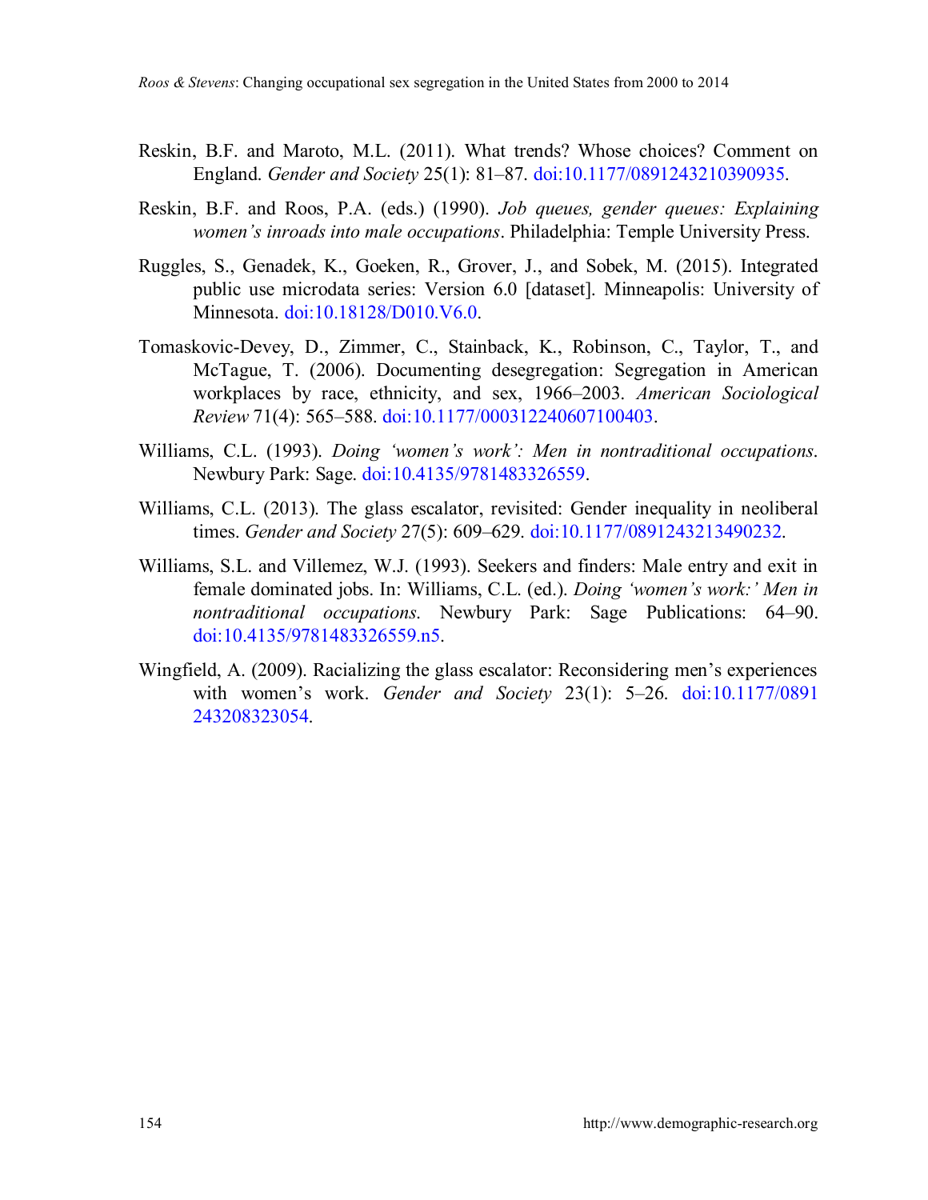Reskin, B.F. and Maroto, M.L. (2011). What trends? Whose choices? Comment on England. *Gender and Society* 25(1): 81–87. doi:10.1177/0891243210390935.

Reskin, B.F. and Roos, P.A. (eds.) (1990). *Job queues, gender queues: Explaining women's inroads into male occupations*. Philadelphia: Temple University Press.

Ruggles, S., Genadek, K., Goeken, R., Grover, J., and Sobek, M. (2015). Integrated public use microdata series: Version 6.0 [dataset]. Minneapolis: University of Minnesota. doi:10.18128/D010.V6.0.

Tomaskovic-Devey, D., Zimmer, C., Stainback, K., Robinson, C., Taylor, T., and McTague, T. (2006). Documenting desegregation: Segregation in American workplaces by race, ethnicity, and sex, 1966–2003. *American Sociological Review* 71(4): 565–588. doi:10.1177/000312240607100403.

Williams, C.L. (1993). *Doing 'women's work': Men in nontraditional occupations*. Newbury Park: Sage. doi:10.4135/9781483326559.

Williams, C.L. (2013). The glass escalator, revisited: Gender inequality in neoliberal times. *Gender and Society* 27(5): 609–629. doi:10.1177/0891243213490232.

Williams, S.L. and Villemez, W.J. (1993). Seekers and finders: Male entry and exit in female dominated jobs. In: Williams, C.L. (ed.). *Doing 'women's work:' Men in nontraditional occupations*. Newbury Park: Sage Publications: 64–90. doi:10.4135/9781483326559.n5.

Wingfield, A. (2009). Racializing the glass escalator: Reconsidering men's experiences with women's work. *Gender and Society* 23(1): 5–26. doi:10.1177/0891243208323054.